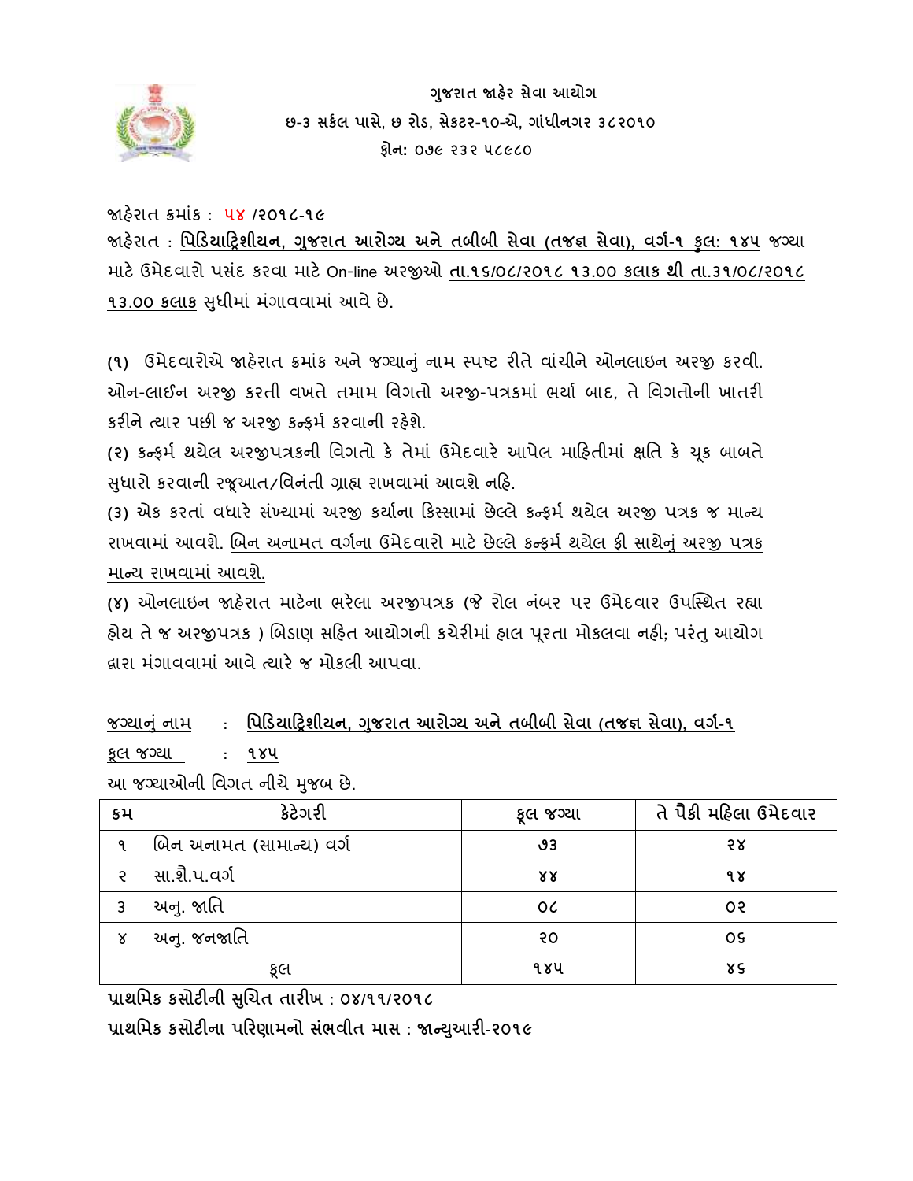**ગુજરાત જાહેર સેવા આયોગ**
**છ-૩ સર્કલ પાસે, છ રોડ, સેકટર-૧૦-એ, ગાંધીનગર ૩૮૨૦૧૦**
**ફોન: ૦૭૯ ૨૩૨ ૫૮૯૮૦**

જાહેરાત ક્રમાંક : ૫૪ /૨૦૧૮-૧૯

જાહેરાત : **પિડિયાટ્રિશીયન, ગુજરાત આરોગ્ય અને તબીબી સેવા (તજજ્ઞ સેવા), વર્ગ-૧ કુલ: ૧૪૫** જગ્યા માટે ઉમેદવારો પસંદ કરવા માટે On-line અરજીઓ **તા.૧૬/૦૮/૨૦૧૮ ૧૩.૦૦ કલાક થી તા.૩૧/૦૮/૨૦૧૮ ૧૩.૦૦ કલાક** સુધીમાં મંગાવવામાં આવે છે.

**(૧)** ઉમેદવારોએ જાહેરાત ક્રમાંક અને જગ્યાનું નામ સ્પષ્ટ રીતે વાંચીને ઓનલાઇન અરજી કરવી. ઓન-લાઈન અરજી કરતી વખતે તમામ વિગતો અરજી-પત્રકમાં ભર્યા બાદ, તે વિગતોની ખાતરી કરીને ત્યાર પછી જ અરજી કન્ફર્મ કરવાની રહેશે.

**(૨)** કન્ફર્મ થયેલ અરજીપત્રકની વિગતો કે તેમાં ઉમેદવારે આપેલ માહિતીમાં ક્ષતિ કે ચૂક બાબતે સુધારો કરવાની રજૂઆત/વિનંતી ગ્રાહ્ય રાખવામાં આવશે નહિ.

**(૩)** એક કરતાં વધારે સંખ્યામાં અરજી કર્યાના કિસ્સામાં છેલ્લે કન્ફર્મ થયેલ અરજી પત્રક જ માન્ય રાખવામાં આવશે. બિન અનામત વર્ગના ઉમેદવારો માટે છેલ્લે કન્ફર્મ થયેલ ફી સાથેનું અરજી પત્રક માન્ય રાખવામાં આવશે.

**(૪)** ઓનલાઇન જાહેરાત માટેના ભરેલા અરજીપત્રક (જે રોલ નંબર પર ઉમેદવાર ઉપસ્થિત રહ્યા હોય તે જ અરજીપત્રક ) બિડાણ સહિત આયોગની કચેરીમાં હાલ પૂરતા મોકલવા નહી; પરંતુ આયોગ દ્વારા મંગાવવામાં આવે ત્યારે જ મોકલી આપવા.

જગ્યાનું નામ : **પિડિયાટ્રિશીયન, ગુજરાત આરોગ્ય અને તબીબી સેવા (તજજ્ઞ સેવા), વર્ગ-૧**

કુલ જગ્યા : **૧૪૫**

આ જગ્યાઓની વિગત નીચે મુજબ છે.

| ક્રમ | કેટેગરી | કુલ જગ્યા | તે પૈકી મહિલા ઉમેદવાર |
|---|---|---|---|
| ૧ | બિન અનામત (સામાન્ય) વર્ગ | ૭૩ | ૨૪ |
| ૨ | સા.શૈ.પ.વર્ગ | ૪૪ | ૧૪ |
| ૩ | અનુ. જાતિ | ૦૮ | ૦૨ |
| ૪ | અનુ. જનજાતિ | ૨૦ | ૦૬ |
| | કુલ | ૧૪૫ | ૪૬ |

**પ્રાથમિક કસોટીની સુચિત તારીખ : ૦૪/૧૧/૨૦૧૮**

**પ્રાથમિક કસોટીના પરિણામનો સંભવીત માસ : જાન્યુઆરી-૨૦૧૯**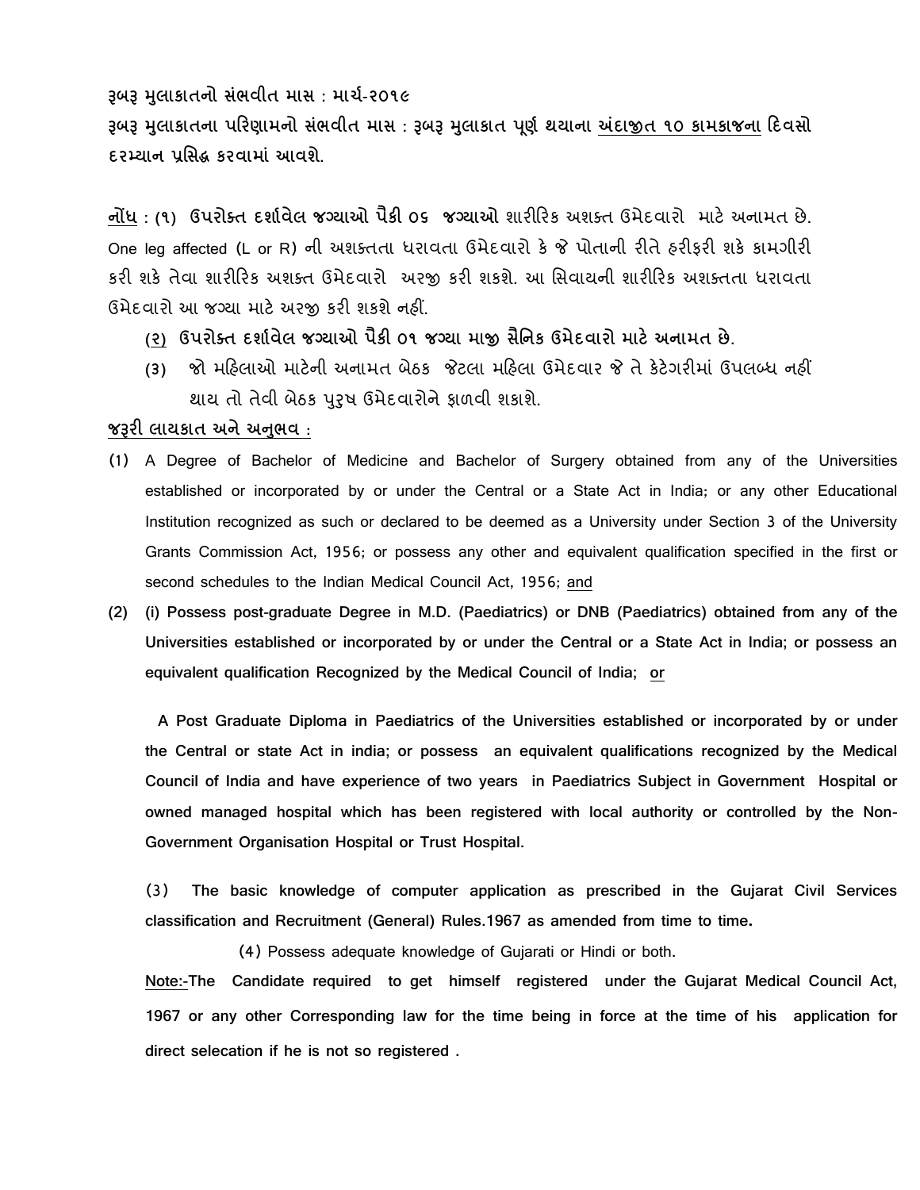**રૂબરૂ મુલાકાતનો સંભવીત માસ : માર્ચ-૨૦૧૯**

**રૂબરૂ મુલાકાતના પરિણામનો સંભવીત માસ : રૂબરૂ મુલાકાત પૂર્ણ થયાના અંદાજીત ૧૦ કામકાજના દિવસો દરમ્યાન પ્રસિદ્ધ કરવામાં આવશે.**

**નોંધ : (૧) ઉપરોક્ત દર્શાવેલ જગ્યાઓ પૈકી ૦૬ જગ્યાઓ** શારીરિક અશક્ત ઉમેદવારો માટે અનામત છે. One leg affected (L or R) ની અશક્તતા ધરાવતા ઉમેદવારો કે જે પોતાની રીતે હરીફરી શકે કામગીરી કરી શકે તેવા શારીરિક અશક્ત ઉમેદવારો અરજી કરી શકશે. આ સિવાયની શારીરિક અશક્તતા ધરાવતા ઉમેદવારો આ જગ્યા માટે અરજી કરી શકશે નહીં.

**(૨) ઉપરોક્ત દર્શાવેલ જગ્યાઓ પૈકી ૦૧ જગ્યા માજી સૈનિક ઉમેદવારો માટે અનામત છે.**

(૩) જો મહિલાઓ માટેની અનામત બેઠક જેટલા મહિલા ઉમેદવાર જે તે કેટેગરીમાં ઉપલબ્ધ નહીં થાય તો તેવી બેઠક પુરુષ ઉમેદવારોને ફાળવી શકાશે.

**જરૂરી લાયકાત અને અનુભવ :**

(1) A Degree of Bachelor of Medicine and Bachelor of Surgery obtained from any of the Universities established or incorporated by or under the Central or a State Act in India; or any other Educational Institution recognized as such or declared to be deemed as a University under Section 3 of the University Grants Commission Act, 1956; or possess any other and equivalent qualification specified in the first or second schedules to the Indian Medical Council Act, 1956; and

**(2) (i) Possess post-graduate Degree in M.D. (Paediatrics) or DNB (Paediatrics) obtained from any of the Universities established or incorporated by or under the Central or a State Act in India; or possess an equivalent qualification Recognized by the Medical Council of India; or**

**A Post Graduate Diploma in Paediatrics of the Universities established or incorporated by or under the Central or state Act in india; or possess an equivalent qualifications recognized by the Medical Council of India and have experience of two years in Paediatrics Subject in Government Hospital or owned managed hospital which has been registered with local authority or controlled by the Non-Government Organisation Hospital or Trust Hospital.**

**(3) The basic knowledge of computer application as prescribed in the Gujarat Civil Services classification and Recruitment (General) Rules.1967 as amended from time to time.**

(4) Possess adequate knowledge of Gujarati or Hindi or both.

**Note:-The Candidate required to get himself registered under the Gujarat Medical Council Act, 1967 or any other Corresponding law for the time being in force at the time of his application for direct selecation if he is not so registered .**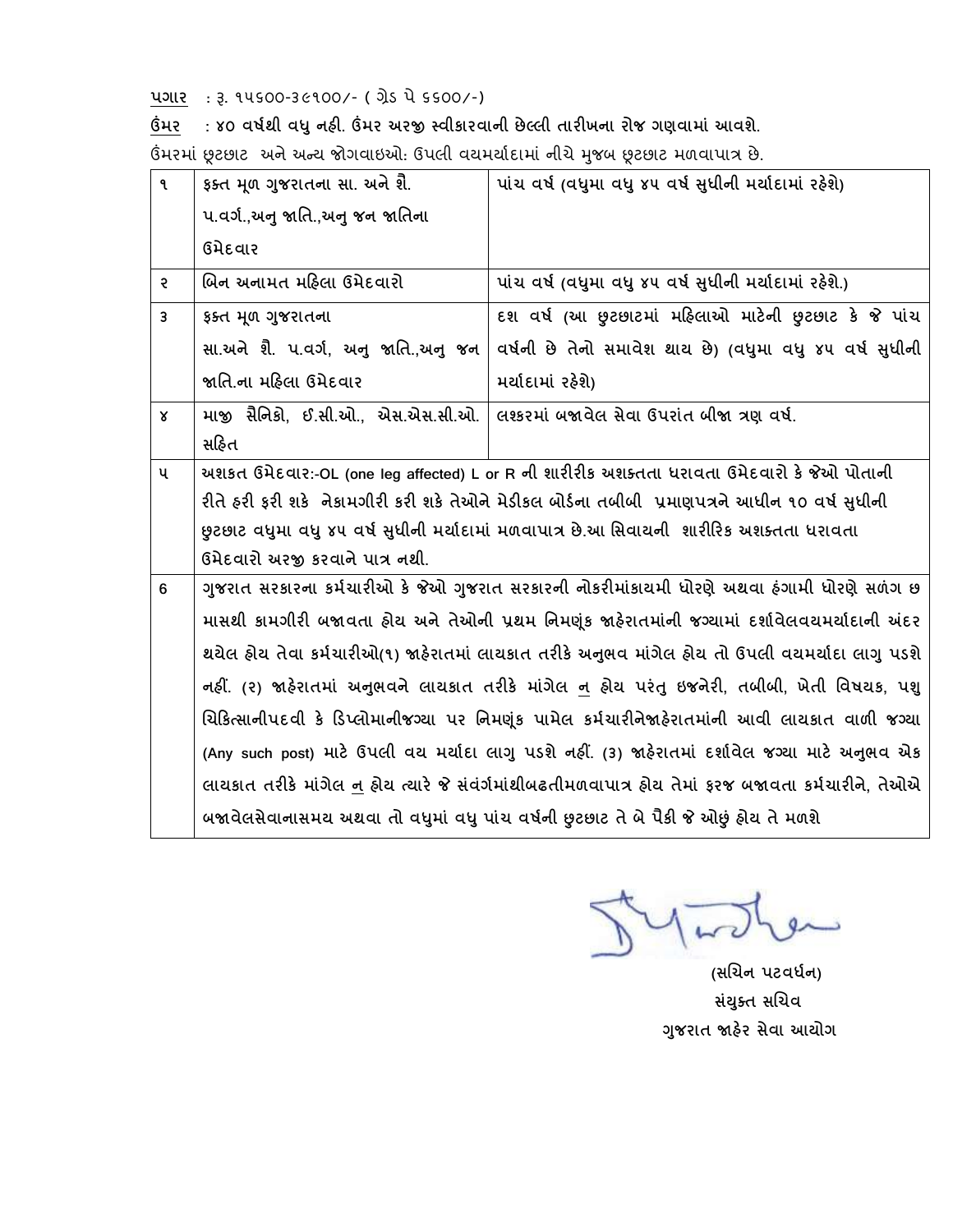<u>પગાર</u> : રૂ. ૧૫૬૦૦-૩૯૧૦૦/- ( ગ્રેડ પે ૬૬૦૦/-)

<u>ઉંમર</u> : ૪૦ વર્ષથી વધુ નહી. ઉંમર અરજી સ્વીકારવાની છેલ્લી તારીખના રોજ ગણવામાં આવશે.

ઉંમરમાં છૂટછાટ અને અન્ય જોગવાઇઓ: ઉપલી વયમર્યાદામાં નીચે મુજબ છૂટછાટ મળવાપાત્ર છે.

| | | |
|---|---|---|
| ૧ | ફક્ત મૂળ ગુજરાતના સા. અને શૈ. પ.વર્ગ.,અનુ જાતિ.,અનુ જન જાતિના ઉમેદવાર | પાંચ વર્ષ (વધુમા વધુ ૪૫ વર્ષ સુધીની મર્યાદામાં રહેશે) |
| ૨ | બિન અનામત મહિલા ઉમેદવારો | પાંચ વર્ષ (વધુમા વધુ ૪૫ વર્ષ સુધીની મર્યાદામાં રહેશે.) |
| ૩ | ફક્ત મૂળ ગુજરાતના સા.અને શૈ. પ.વર્ગ, અનુ જાતિ.,અનુ જન જાતિ.ના મહિલા ઉમેદવાર | દશ વર્ષ (આ છુટછાટમાં મહિલાઓ માટેની છુટછાટ કે જે પાંચ વર્ષની છે તેનો સમાવેશ થાય છે) (વધુમા વધુ ૪૫ વર્ષ સુધીની મર્યાદામાં રહેશે) |
| ૪ | માજી સૈનિકો, ઈ.સી.ઓ., એસ.એસ.સી.ઓ. સહિત | લશ્કરમાં બજાવેલ સેવા ઉપરાંત બીજા ત્રણ વર્ષ. |
| ૫ | અશકત ઉમેદવાર:-OL (one leg affected) L or R ની શારીરીક અશક્તતા ધરાવતા ઉમેદવારો કે જેઓ પોતાની રીતે હરી ફરી શકે નેકામગીરી કરી શકે તેઓને મેડીકલ બોર્ડના તબીબી પ્રમાણપત્રને આધીન ૧૦ વર્ષ સુધીની છુટછાટ વધુમા વધુ ૪૫ વર્ષ સુધીની મર્યાદામાં મળવાપાત્ર છે.આ સિવાયની શારીરિક અશક્તતા ધરાવતા ઉમેદવારો અરજી કરવાને પાત્ર નથી. | |
| 6 | ગુજરાત સરકારના કર્મચારીઓ કે જેઓ ગુજરાત સરકારની નોકરીમાંકાયમી ધોરણે અથવા હંગામી ધોરણે સળંગ છ માસથી કામગીરી બજાવતા હોય અને તેઓની પ્રથમ નિમણૂંક જાહેરાતમાંની જગ્યામાં દર્શાવેલવયમર્યાદાની અંદર થયેલ હોય તેવા કર્મચારીઓ(૧) જાહેરાતમાં લાયકાત તરીકે અનુભવ માંગેલ હોય તો ઉપલી વયમર્યાદા લાગુ પડશે નહીં. (૨) જાહેરાતમાં અનુભવને લાયકાત તરીકે માંગેલ <u>ન</u> હોય પરંતુ ઇજનેરી, તબીબી, ખેતી વિષયક, પશુ ચિકિત્સાનીપદવી કે ડિપ્લોમાનીજગ્યા પર નિમણૂંક પામેલ કર્મચારીનેજાહેરાતમાંની આવી લાયકાત વાળી જગ્યા (Any such post) માટે ઉપલી વય મર્યાદા લાગુ પડશે નહીં. (૩) જાહેરાતમાં દર્શાવેલ જગ્યા માટે અનુભવ એક લાયકાત તરીકે માંગેલ <u>ન</u> હોય ત્યારે જે સંવર્ગમાંથીબઢતીમળવાપાત્ર હોય તેમાં ફરજ બજાવતા કર્મચારીને, તેઓએ બજાવેલસેવાનાસમય અથવા તો વધુમાં વધુ પાંચ વર્ષની છુટછાટ તે બે પૈકી જે ઓછું હોય તે મળશે | |

(સચિન પટવર્ધન)
સંયુક્ત સચિવ
ગુજરાત જાહેર સેવા આયોગ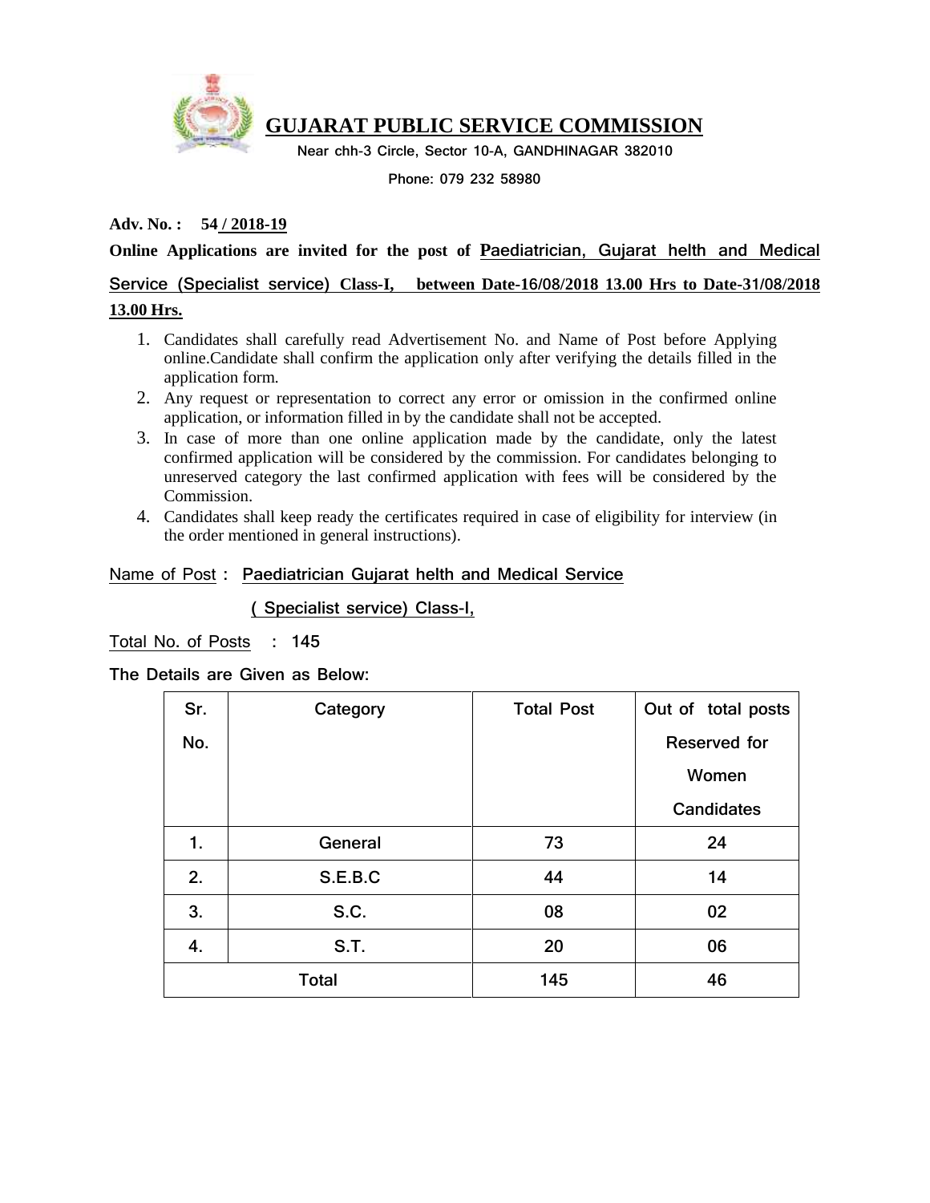# GUJARAT PUBLIC SERVICE COMMISSION

Near chh-3 Circle, Sector 10-A, GANDHINAGAR 382010

Phone: 079 232 58980

**Adv. No. : 54 / 2018-19**

**Online Applications are invited for the post of Paediatrician, Gujarat helth and Medical Service (Specialist service) Class-I, between Date-16/08/2018 13.00 Hrs to Date-31/08/2018 13.00 Hrs.**

1. Candidates shall carefully read Advertisement No. and Name of Post before Applying online.Candidate shall confirm the application only after verifying the details filled in the application form.
2. Any request or representation to correct any error or omission in the confirmed online application, or information filled in by the candidate shall not be accepted.
3. In case of more than one online application made by the candidate, only the latest confirmed application will be considered by the commission. For candidates belonging to unreserved category the last confirmed application with fees will be considered by the Commission.
4. Candidates shall keep ready the certificates required in case of eligibility for interview (in the order mentioned in general instructions).

Name of Post : Paediatrician Gujarat helth and Medical Service ( Specialist service) Class-I,

Total No. of Posts : 145

**The Details are Given as Below:**

| Sr. No. | Category | Total Post | Out of total posts Reserved for Women Candidates |
|---|---|---|---|
| 1. | General | 73 | 24 |
| 2. | S.E.B.C | 44 | 14 |
| 3. | S.C. | 08 | 02 |
| 4. | S.T. | 20 | 06 |
| Total | | 145 | 46 |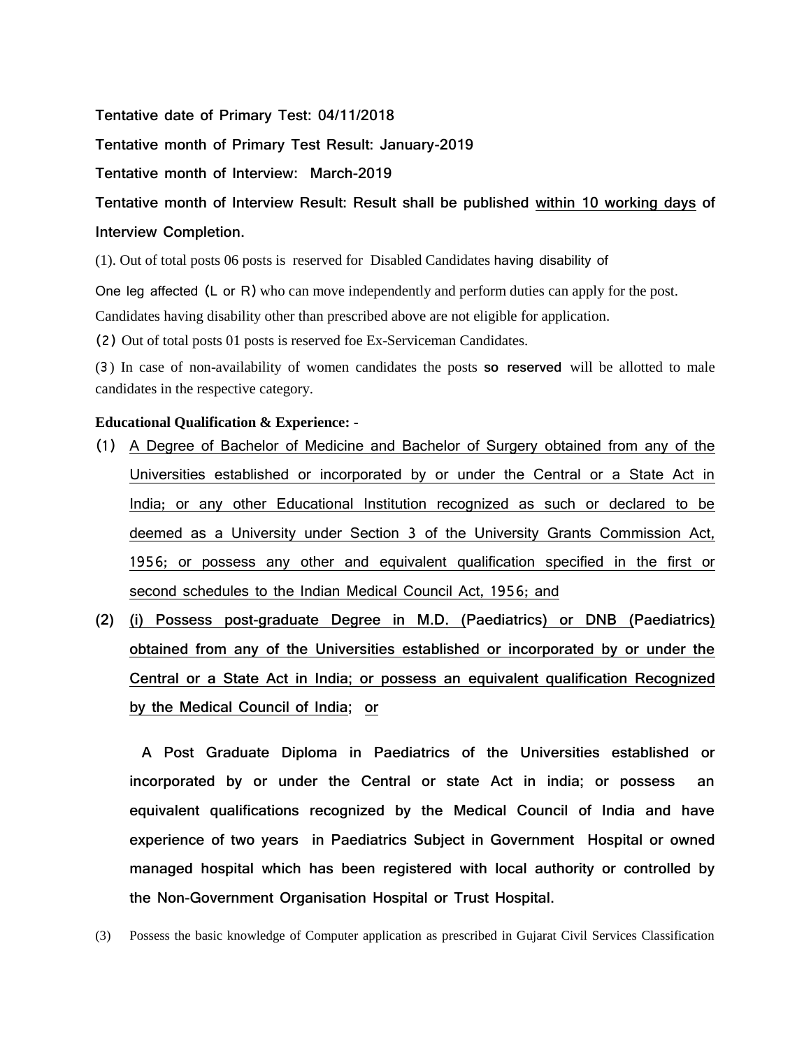**Tentative date of Primary Test: 04/11/2018**

**Tentative month of Primary Test Result: January-2019**

**Tentative month of Interview: March-2019**

**Tentative month of Interview Result: Result shall be published within 10 working days of Interview Completion.**

(1). Out of total posts 06 posts is reserved for Disabled Candidates having disability of

One leg affected (L or R) who can move independently and perform duties can apply for the post. Candidates having disability other than prescribed above are not eligible for application.

(2) Out of total posts 01 posts is reserved foe Ex-Serviceman Candidates.

(3) In case of non-availability of women candidates the posts **so reserved** will be allotted to male candidates in the respective category.

**Educational Qualification & Experience: -**

(1) A Degree of Bachelor of Medicine and Bachelor of Surgery obtained from any of the Universities established or incorporated by or under the Central or a State Act in India; or any other Educational Institution recognized as such or declared to be deemed as a University under Section 3 of the University Grants Commission Act, 1956; or possess any other and equivalent qualification specified in the first or second schedules to the Indian Medical Council Act, 1956; and

(2) **(i) Possess post-graduate Degree in M.D. (Paediatrics) or DNB (Paediatrics) obtained from any of the Universities established or incorporated by or under the Central or a State Act in India; or possess an equivalent qualification Recognized by the Medical Council of India; or**

**A Post Graduate Diploma in Paediatrics of the Universities established or incorporated by or under the Central or state Act in india; or possess an equivalent qualifications recognized by the Medical Council of India and have experience of two years in Paediatrics Subject in Government Hospital or owned managed hospital which has been registered with local authority or controlled by the Non-Government Organisation Hospital or Trust Hospital.**

(3) Possess the basic knowledge of Computer application as prescribed in Gujarat Civil Services Classification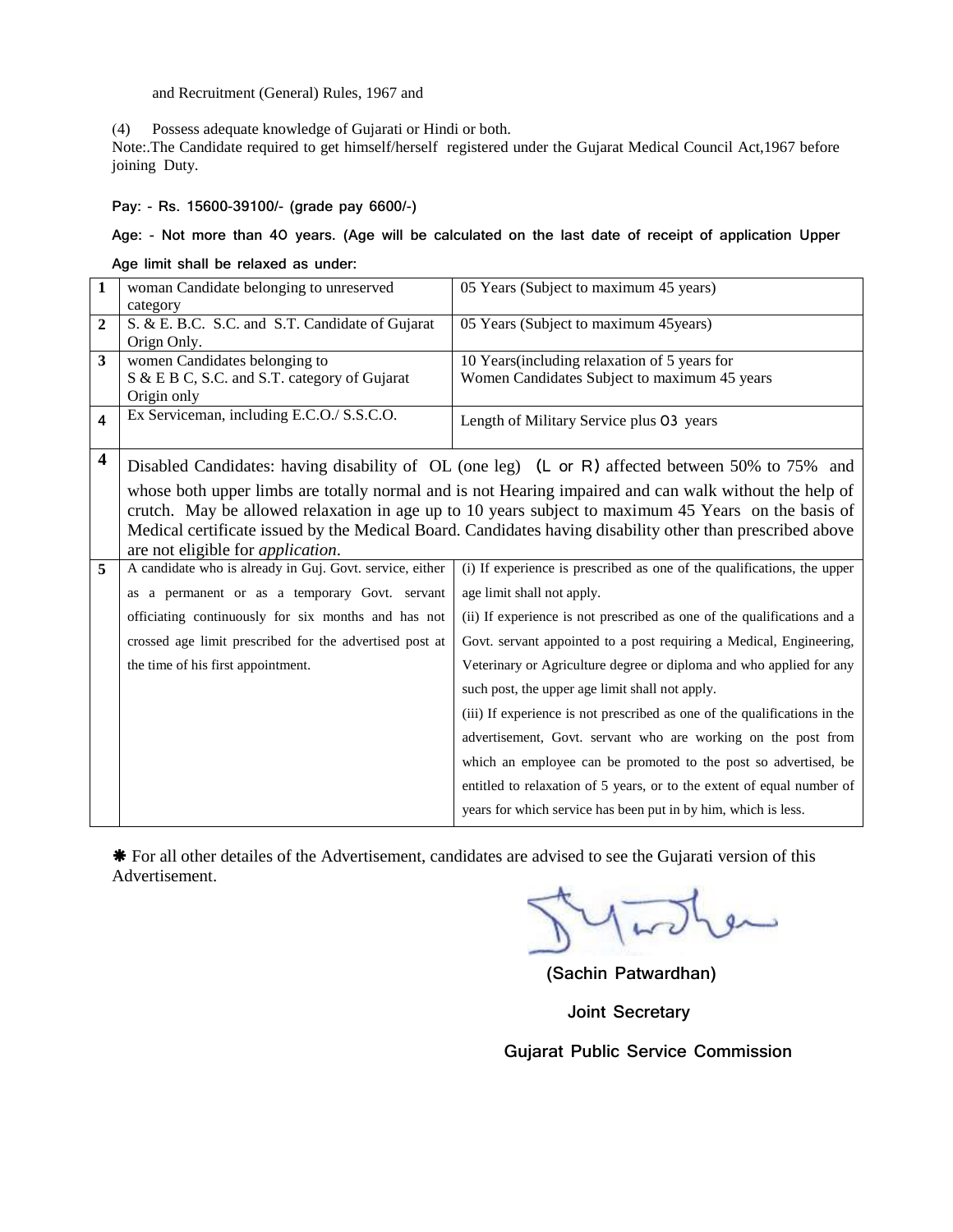and Recruitment (General) Rules, 1967 and

(4) Possess adequate knowledge of Gujarati or Hindi or both.

Note:.The Candidate required to get himself/herself registered under the Gujarat Medical Council Act,1967 before joining Duty.

**Pay: - Rs. 15600-39100/- (grade pay 6600/-)**

**Age: - Not more than 40 years. (Age will be calculated on the last date of receipt of application Upper Age limit shall be relaxed as under:**

| | | |
|---|---|---|
| **1** | woman Candidate belonging to unreserved category | 05 Years (Subject to maximum 45 years) |
| **2** | S. & E. B.C. S.C. and S.T. Candidate of Gujarat Orign Only. | 05 Years (Subject to maximum 45years) |
| **3** | women Candidates belonging to S & E B C, S.C. and S.T. category of Gujarat Origin only | 10 Years(including relaxation of 5 years for Women Candidates Subject to maximum 45 years |
| **4** | Ex Serviceman, including E.C.O./ S.S.C.O. | Length of Military Service plus 03 years |
| **4** | Disabled Candidates: having disability of OL (one leg) (L or R) affected between 50% to 75% and whose both upper limbs are totally normal and is not Hearing impaired and can walk without the help of crutch. May be allowed relaxation in age up to 10 years subject to maximum 45 Years on the basis of Medical certificate issued by the Medical Board. Candidates having disability other than prescribed above are not eligible for *application*. | |
| **5** | A candidate who is already in Guj. Govt. service, either as a permanent or as a temporary Govt. servant officiating continuously for six months and has not crossed age limit prescribed for the advertised post at the time of his first appointment. | (i) If experience is prescribed as one of the qualifications, the upper age limit shall not apply.<br>(ii) If experience is not prescribed as one of the qualifications and a Govt. servant appointed to a post requiring a Medical, Engineering, Veterinary or Agriculture degree or diploma and who applied for any such post, the upper age limit shall not apply.<br>(iii) If experience is not prescribed as one of the qualifications in the advertisement, Govt. servant who are working on the post from which an employee can be promoted to the post so advertised, be entitled to relaxation of 5 years, or to the extent of equal number of years for which service has been put in by him, which is less. |

✱ For all other detailes of the Advertisement, candidates are advised to see the Gujarati version of this Advertisement.

**(Sachin Patwardhan)**

**Joint Secretary**

**Gujarat Public Service Commission**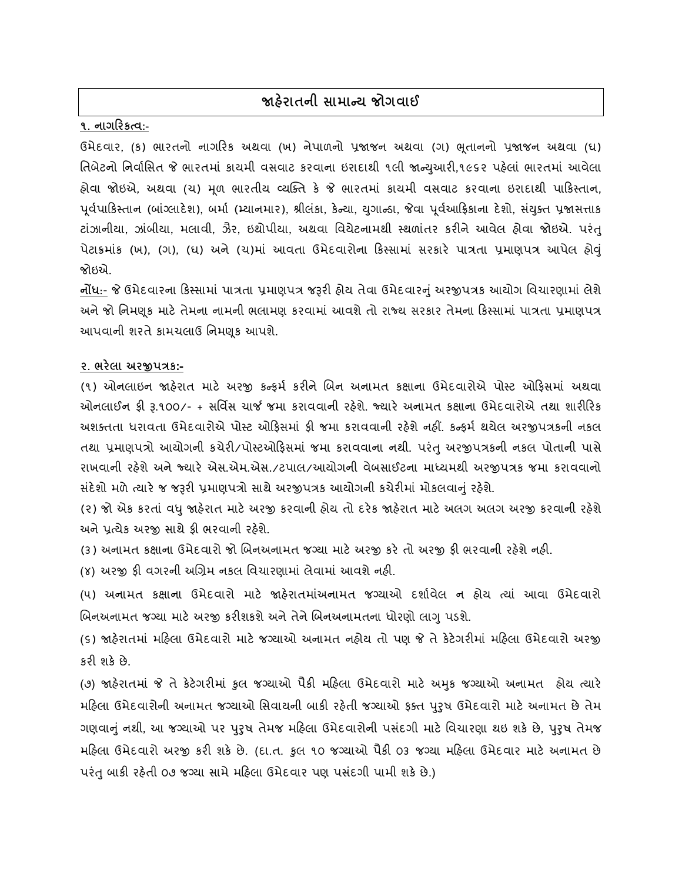# જાહેરાતની સામાન્ય જોગવાઈ

**૧. નાગરિકત્વ:-**

ઉમેદવાર, (ક) ભારતનો નાગરિક અથવા (ખ) નેપાળનો પ્રજાજન અથવા (ગ) ભૂતાનનો પ્રજાજન અથવા (ઘ) તિબેટનો નિર્વાસિત જે ભારતમાં કાયમી વસવાટ કરવાના ઇરાદાથી ૧લી જાન્યુઆરી,૧૯૬૨ પહેલાં ભારતમાં આવેલા હોવા જોઇએ, અથવા (ચ) મૂળ ભારતીય વ્યક્તિ કે જે ભારતમાં કાયમી વસવાટ કરવાના ઇરાદાથી પાકિસ્તાન, પૂર્વપાકિસ્તાન (બાંગ્લાદેશ), બર્મા (મ્યાનમાર), શ્રીલંકા, કેન્યા, યુગાન્ડા, જેવા પૂર્વઆફ્રિકાના દેશો, સંયુક્ત પ્રજાસત્તાક ટાંઝાનીયા, ઝાંબીયા, મલાવી, ઝૈર, ઇથોપીયા, અથવા વિયેટનામથી સ્થળાંતર કરીને આવેલ હોવા જોઇએ. પરંતુ પેટાક્રમાંક (ખ), (ગ), (ઘ) અને (ચ)માં આવતા ઉમેદવારોના કિસ્સામાં સરકારે પાત્રતા પ્રમાણપત્ર આપેલ હોવું જોઇએ.

**નોંધ:-** જે ઉમેદવારના કિસ્સામાં પાત્રતા પ્રમાણપત્ર જરૂરી હોય તેવા ઉમેદવારનું અરજીપત્રક આયોગ વિચારણામાં લેશે અને જો નિમણૂક માટે તેમના નામની ભલામણ કરવામાં આવશે તો રાજ્ય સરકાર તેમના કિસ્સામાં પાત્રતા પ્રમાણપત્ર આપવાની શરતે કામચલાઉ નિમણૂક આપશે.

**૨. ભરેલા અરજીપત્રક:-**

(૧) ઓનલાઇન જાહેરાત માટે અરજી કન્ફર્મ કરીને બિન અનામત કક્ષાના ઉમેદવારોએ પોસ્ટ ઓફિસમાં અથવા ઓનલાઈન ફી રૂ.૧૦૦/- + સર્વિસ ચાર્જ જમા કરાવવાની રહેશે. જ્યારે અનામત કક્ષાના ઉમેદવારોએ તથા શારીરિક અશક્તતા ધરાવતા ઉમેદવારોએ પોસ્ટ ઓફિસમાં ફી જમા કરાવવાની રહેશે નહીં. કન્ફર્મ થયેલ અરજીપત્રકની નકલ તથા પ્રમાણપત્રો આયોગની કચેરી/પોસ્ટઓફિસમાં જમા કરાવવાના નથી. પરંતુ અરજીપત્રકની નકલ પોતાની પાસે રાખવાની રહેશે અને જ્યારે એસ.એમ.એસ./ટપાલ/આયોગની વેબસાઈટના માધ્યમથી અરજીપત્રક જમા કરાવવાનો સંદેશો મળે ત્યારે જ જરૂરી પ્રમાણપત્રો સાથે અરજીપત્રક આયોગની કચેરીમાં મોકલવાનું રહેશે.

(૨) જો એક કરતાં વધુ જાહેરાત માટે અરજી કરવાની હોય તો દરેક જાહેરાત માટે અલગ અલગ અરજી કરવાની રહેશે અને પ્રત્યેક અરજી સાથે ફી ભરવાની રહેશે.

(૩) અનામત કક્ષાના ઉમેદવારો જો બિનઅનામત જગ્યા માટે અરજી કરે તો અરજી ફી ભરવાની રહેશે નહી.

(૪) અરજી ફી વગરની અગ્રિમ નકલ વિચારણામાં લેવામાં આવશે નહી.

(૫) અનામત કક્ષાના ઉમેદવારો માટે જાહેરાતમાંઅનામત જગ્યાઓ દર્શાવેલ ન હોય ત્યાં આવા ઉમેદવારો બિનઅનામત જગ્યા માટે અરજી કરીશકશે અને તેને બિનઅનામતના ધોરણો લાગુ પડશે.

(૬) જાહેરાતમાં મહિલા ઉમેદવારો માટે જગ્યાઓ અનામત નહોય તો પણ જે તે કેટેગરીમાં મહિલા ઉમેદવારો અરજી કરી શકે છે.

(૭) જાહેરાતમાં જે તે કેટેગરીમાં કુલ જગ્યાઓ પૈકી મહિલા ઉમેદવારો માટે અમુક જગ્યાઓ અનામત હોય ત્યારે મહિલા ઉમેદવારોની અનામત જગ્યાઓ સિવાયની બાકી રહેતી જગ્યાઓ ફક્ત પુરુષ ઉમેદવારો માટે અનામત છે તેમ ગણવાનું નથી, આ જગ્યાઓ પર પુરુષ તેમજ મહિલા ઉમેદવારોની પસંદગી માટે વિચારણા થઇ શકે છે, પુરુષ તેમજ મહિલા ઉમેદવારો અરજી કરી શકે છે. (દા.ત. કુલ ૧૦ જગ્યાઓ પૈકી ૦૩ જગ્યા મહિલા ઉમેદવાર માટે અનામત છે પરંતુ બાકી રહેતી ૦૭ જગ્યા સામે મહિલા ઉમેદવાર પણ પસંદગી પામી શકે છે.)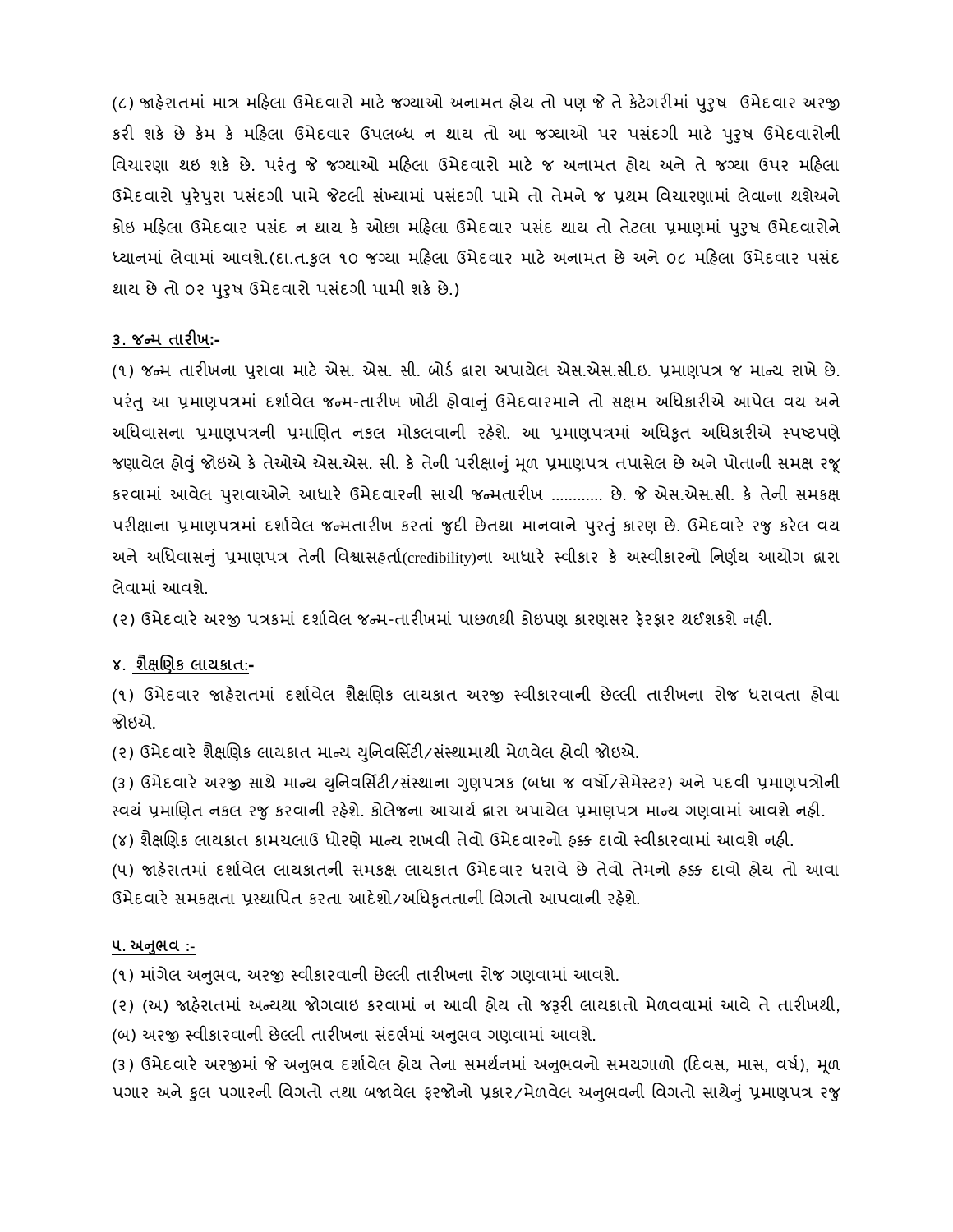(૮) જાહેરાતમાં માત્ર મહિલા ઉમેદવારો માટે જગ્યાઓ અનામત હોય તો પણ જે તે કેટેગરીમાં પુરુષ ઉમેદવાર અરજી કરી શકે છે કેમ કે મહિલા ઉમેદવાર ઉપલબ્ધ ન થાય તો આ જગ્યાઓ પર પસંદગી માટે પુરુષ ઉમેદવારોની વિચારણા થઇ શકે છે. પરંતુ જે જગ્યાઓ મહિલા ઉમેદવારો માટે જ અનામત હોય અને તે જગ્યા ઉપર મહિલા ઉમેદવારો પુરેપુરા પસંદગી પામે જેટલી સંખ્યામાં પસંદગી પામે તો તેમને જ પ્રથમ વિચારણામાં લેવાના થશેઅને કોઇ મહિલા ઉમેદવાર પસંદ ન થાય કે ઓછા મહિલા ઉમેદવાર પસંદ થાય તો તેટલા પ્રમાણમાં પુરુષ ઉમેદવારોને ધ્યાનમાં લેવામાં આવશે.(દા.ત.કુલ ૧૦ જગ્યા મહિલા ઉમેદવાર માટે અનામત છે અને ૦૮ મહિલા ઉમેદવાર પસંદ થાય છે તો ૦૨ પુરુષ ઉમેદવારો પસંદગી પામી શકે છે.)

**૩. જન્મ તારીખ:-**

(૧) જન્મ તારીખના પુરાવા માટે એસ. એસ. સી. બોર્ડ દ્વારા અપાયેલ એસ.એસ.સી.ઇ. પ્રમાણપત્ર જ માન્ય રાખે છે. પરંતુ આ પ્રમાણપત્રમાં દર્શાવેલ જન્મ-તારીખ ખોટી હોવાનું ઉમેદવારમાને તો સક્ષમ અધિકારીએ આપેલ વય અને અધિવાસના પ્રમાણપત્રની પ્રમાણિત નકલ મોકલવાની રહેશે. આ પ્રમાણપત્રમાં અધિકૃત અધિકારીએ સ્પષ્ટપણે જણાવેલ હોવું જોઇએ કે તેઓએ એસ.એસ. સી. કે તેની પરીક્ષાનું મૂળ પ્રમાણપત્ર તપાસેલ છે અને પોતાની સમક્ષ રજૂ કરવામાં આવેલ પુરાવાઓને આધારે ઉમેદવારની સાચી જન્મતારીખ ........... છે. જે એસ.એસ.સી. કે તેની સમકક્ષ પરીક્ષાના પ્રમાણપત્રમાં દર્શાવેલ જન્મતારીખ કરતાં જુદી છેતથા માનવાને પુરતું કારણ છે. ઉમેદવારે રજુ કરેલ વય અને અધિવાસનું પ્રમાણપત્ર તેની વિશ્વાસહર્તા(credibility)ના આધારે સ્વીકાર કે અસ્વીકારનો નિર્ણય આયોગ દ્વારા લેવામાં આવશે.

(૨) ઉમેદવારે અરજી પત્રકમાં દર્શાવેલ જન્મ-તારીખમાં પાછળથી કોઇપણ કારણસર ફેરફાર થઈશકશે નહી.

**૪. શૈક્ષણિક લાયકાત:-**

(૧) ઉમેદવાર જાહેરાતમાં દર્શાવેલ શૈક્ષણિક લાયકાત અરજી સ્વીકારવાની છેલ્લી તારીખના રોજ ધરાવતા હોવા જોઇએ.

(૨) ઉમેદવારે શૈક્ષણિક લાયકાત માન્ય યુનિવર્સિટી/સંસ્થામાથી મેળવેલ હોવી જોઇએ.

(૩) ઉમેદવારે અરજી સાથે માન્ય યુનિવર્સિટી/સંસ્થાના ગુણપત્રક (બધા જ વર્ષો/સેમેસ્ટર) અને પદવી પ્રમાણપત્રોની સ્વયં પ્રમાણિત નકલ રજુ કરવાની રહેશે. કોલેજના આચાર્ય દ્વારા અપાયેલ પ્રમાણપત્ર માન્ય ગણવામાં આવશે નહી.

(૪) શૈક્ષણિક લાયકાત કામચલાઉ ધોરણે માન્ય રાખવી તેવો ઉમેદવારનો હક્ક દાવો સ્વીકારવામાં આવશે નહી.

(૫) જાહેરાતમાં દર્શાવેલ લાયકાતની સમકક્ષ લાયકાત ઉમેદવાર ધરાવે છે તેવો તેમનો હક્ક દાવો હોય તો આવા ઉમેદવારે સમકક્ષતા પ્રસ્થાપિત કરતા આદેશો/અધિકૃતતાની વિગતો આપવાની રહેશે.

**૫. અનુભવ :-**

(૧) માંગેલ અનુભવ, અરજી સ્વીકારવાની છેલ્લી તારીખના રોજ ગણવામાં આવશે.

(૨) (અ) જાહેરાતમાં અન્યથા જોગવાઇ કરવામાં ન આવી હોય તો જરૂરી લાયકાતો મેળવવામાં આવે તે તારીખથી,
(બ) અરજી સ્વીકારવાની છેલ્લી તારીખના સંદર્ભમાં અનુભવ ગણવામાં આવશે.

(૩) ઉમેદવારે અરજીમાં જે અનુભવ દર્શાવેલ હોય તેના સમર્થનમાં અનુભવનો સમયગાળો (દિવસ, માસ, વર્ષ), મૂળ પગાર અને કુલ પગારની વિગતો તથા બજાવેલ ફરજોનો પ્રકાર/મેળવેલ અનુભવની વિગતો સાથેનું પ્રમાણપત્ર રજુ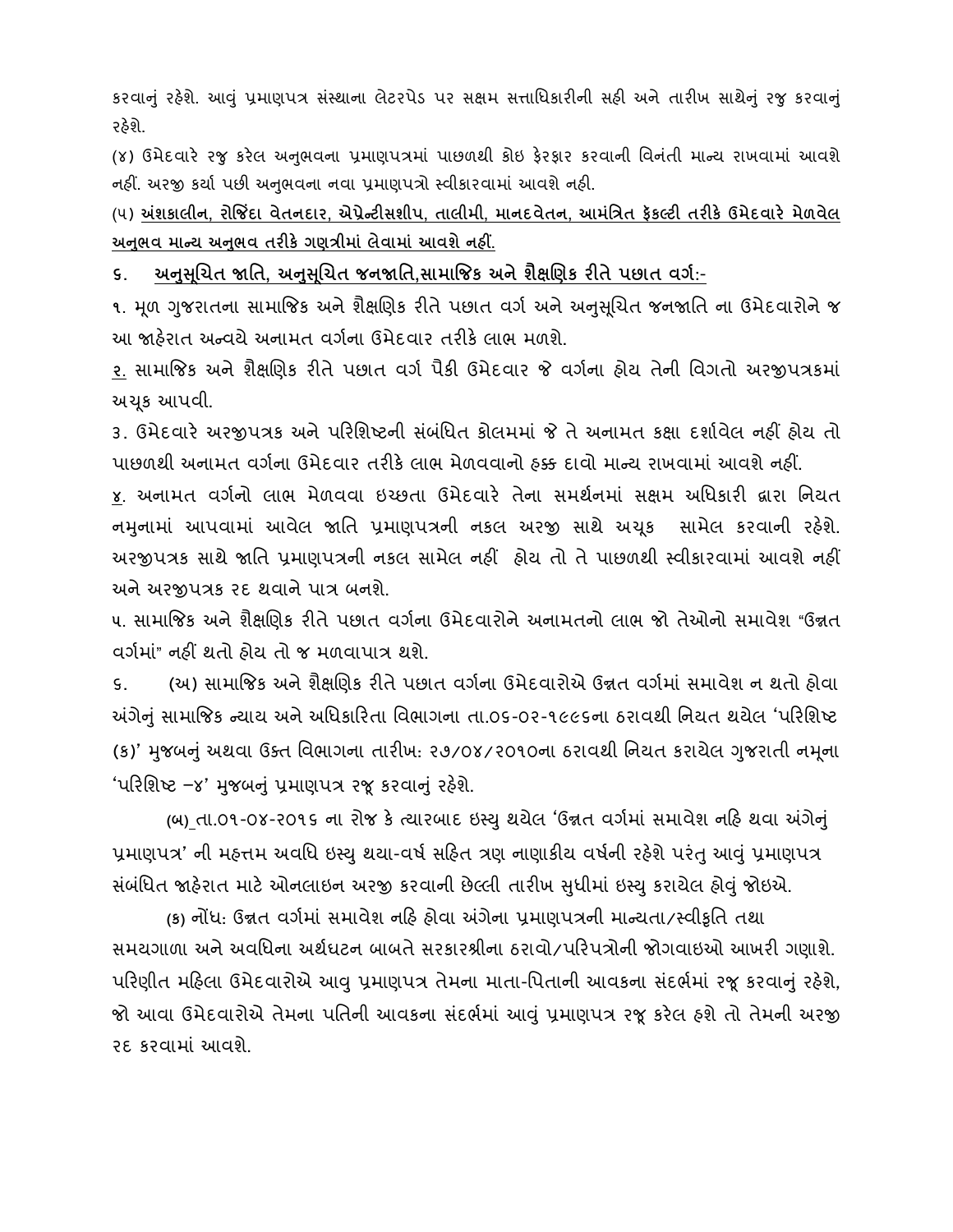કરવાનું રહેશે. આવું પ્રમાણપત્ર સંસ્થાના લેટરપેડ પર સક્ષમ સત્તાધિકારીની સહી અને તારીખ સાથેનું રજુ કરવાનું રહેશે.

(૪) ઉમેદવારે રજુ કરેલ અનુભવના પ્રમાણપત્રમાં પાછળથી કોઇ ફેરફાર કરવાની વિનંતી માન્ય રાખવામાં આવશે નહીં. અરજી કર્યા પછી અનુભવના નવા પ્રમાણપત્રો સ્વીકારવામાં આવશે નહી.

(૫) <u>અંશકાલીન, રોજિંદા વેતનદાર, એપ્રેન્ટીસશીપ, તાલીમી, માનદવેતન, આમંત્રિત ફેકલ્ટી તરીકે ઉમેદવારે મેળવેલ અનુભવ માન્ય અનુભવ તરીકે ગણત્રીમાં લેવામાં આવશે નહીં.</u>

## ૬. <u>અનુસૂચિત જાતિ, અનુસૂચિત જનજાતિ,સામાજિક અને શૈક્ષણિક રીતે પછાત વર્ગ:-</u>

૧. મૂળ ગુજરાતના સામાજિક અને શૈક્ષણિક રીતે પછાત વર્ગ અને અનુસૂચિત જનજાતિ ના ઉમેદવારોને જ આ જાહેરાત અન્વયે અનામત વર્ગના ઉમેદવાર તરીકે લાભ મળશે.

<u>૨.</u> સામાજિક અને શૈક્ષણિક રીતે પછાત વર્ગ પૈકી ઉમેદવાર જે વર્ગના હોય તેની વિગતો અરજીપત્રકમાં અચૂક આપવી.

૩. ઉમેદવારે અરજીપત્રક અને પરિશિષ્ટની સંબંધિત કોલમમાં જે તે અનામત કક્ષા દર્શાવેલ નહીં હોય તો પાછળથી અનામત વર્ગના ઉમેદવાર તરીકે લાભ મેળવવાનો હક્ક દાવો માન્ય રાખવામાં આવશે નહીં.

<u>૪.</u> અનામત વર્ગનો લાભ મેળવવા ઇચ્છતા ઉમેદવારે તેના સમર્થનમાં સક્ષમ અધિકારી દ્વારા નિયત નમુનામાં આપવામાં આવેલ જાતિ પ્રમાણપત્રની નકલ અરજી સાથે અચૂક સામેલ કરવાની રહેશે. અરજીપત્રક સાથે જાતિ પ્રમાણપત્રની નકલ સામેલ નહીં હોય તો તે પાછળથી સ્વીકારવામાં આવશે નહીં અને અરજીપત્રક રદ થવાને પાત્ર બનશે.

૫. સામાજિક અને શૈક્ષણિક રીતે પછાત વર્ગના ઉમેદવારોને અનામતનો લાભ જો તેઓનો સમાવેશ "ઉન્નત વર્ગમાં" નહીં થતો હોય તો જ મળવાપાત્ર થશે.

૬. (અ) સામાજિક અને શૈક્ષણિક રીતે પછાત વર્ગના ઉમેદવારોએ ઉન્નત વર્ગમાં સમાવેશ ન થતો હોવા અંગેનું સામાજિક ન્યાય અને અધિકારિતા વિભાગના તા.૦૬-૦૨-૧૯૯૬ના ઠરાવથી નિયત થયેલ 'પરિશિષ્ટ (ક)' મુજબનું અથવા ઉક્ત વિભાગના તારીખ: ૨૭/૦૪/૨૦૧૦ના ઠરાવથી નિયત કરાયેલ ગુજરાતી નમૂના 'પરિશિષ્ટ –૪' મુજબનું પ્રમાણપત્ર રજૂ કરવાનું રહેશે.

(બ) તા.૦૧-૦૪-૨૦૧૬ ના રોજ કે ત્યારબાદ ઇસ્યુ થયેલ 'ઉન્નત વર્ગમાં સમાવેશ નહિ થવા અંગેનું પ્રમાણપત્ર' ની મહત્તમ અવધિ ઇસ્યુ થયા-વર્ષ સહિત ત્રણ નાણાકીય વર્ષની રહેશે પરંતુ આવું પ્રમાણપત્ર સંબંધિત જાહેરાત માટે ઓનલાઇન અરજી કરવાની છેલ્લી તારીખ સુધીમાં ઇસ્યુ કરાયેલ હોવું જોઇએ.

(ક) નોંધ: ઉન્નત વર્ગમાં સમાવેશ નહિ હોવા અંગેના પ્રમાણપત્રની માન્યતા/સ્વીકૃતિ તથા સમયગાળા અને અવધિના અર્થઘટન બાબતે સરકારશ્રીના ઠરાવો/પરિપત્રોની જોગવાઇઓ આખરી ગણાશે. પરિણીત મહિલા ઉમેદવારોએ આવુ પ્રમાણપત્ર તેમના માતા-પિતાની આવકના સંદર્ભમાં રજૂ કરવાનું રહેશે, જો આવા ઉમેદવારોએ તેમના પતિની આવકના સંદર્ભમાં આવું પ્રમાણપત્ર રજૂ કરેલ હશે તો તેમની અરજી રદ કરવામાં આવશે.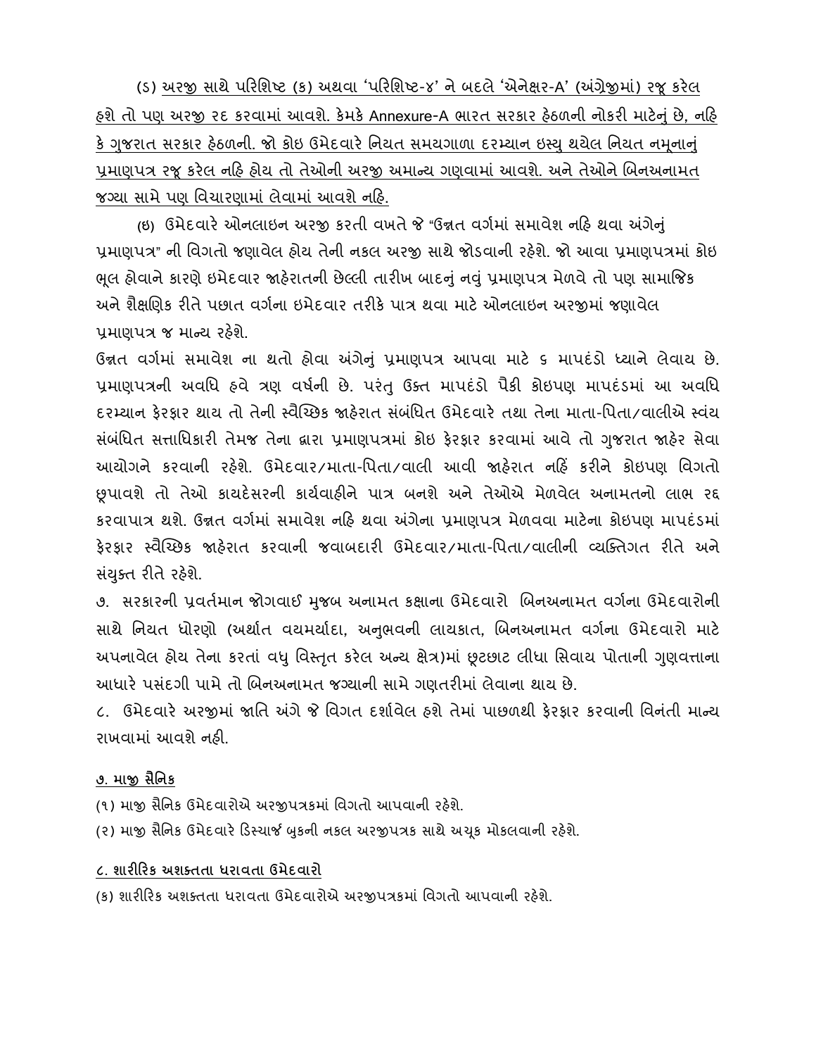(ડ) <u>અરજી સાથે પરિશિષ્ટ (ક) અથવા 'પરિશિષ્ટ-૪' ને બદલે 'એનેક્ષર-A' (અંગ્રેજીમાં) રજૂ કરેલ હશે તો પણ અરજી રદ કરવામાં આવશે. કેમકે Annexure-A ભારત સરકાર હેઠળની નોકરી માટેનું છે, નહિ કે ગુજરાત સરકાર હેઠળની. જો કોઇ ઉમેદવારે નિયત સમયગાળા દરમ્યાન ઇસ્યુ થયેલ નિયત નમૂનાનું પ્રમાણપત્ર રજૂ કરેલ નહિ હોય તો તેઓની અરજી અમાન્ય ગણવામાં આવશે. અને તેઓને બિનઅનામત જગ્યા સામે પણ વિચારણામાં લેવામાં આવશે નહિ.</u>

(ઇ) ઉમેદવારે ઓનલાઇન અરજી કરતી વખતે જે "ઉન્નત વર્ગમાં સમાવેશ નહિ થવા અંગેનું પ્રમાણપત્ર" ની વિગતો જણાવેલ હોય તેની નકલ અરજી સાથે જોડવાની રહેશે. જો આવા પ્રમાણપત્રમાં કોઇ ભૂલ હોવાને કારણે ઇમેદવાર જાહેરાતની છેલ્લી તારીખ બાદનું નવું પ્રમાણપત્ર મેળવે તો પણ સામાજિક અને શૈક્ષણિક રીતે પછાત વર્ગના ઇમેદવાર તરીકે પાત્ર થવા માટે ઓનલાઇન અરજીમાં જણાવેલ પ્રમાણપત્ર જ માન્ય રહેશે.

ઉન્નત વર્ગમાં સમાવેશ ના થતો હોવા અંગેનું પ્રમાણપત્ર આપવા માટે ૬ માપદંડો ધ્યાને લેવાય છે. પ્રમાણપત્રની અવધિ હવે ત્રણ વર્ષની છે. પરંતુ ઉક્ત માપદંડો પૈકી કોઇપણ માપદંડમાં આ અવધિ દરમ્યાન ફેરફાર થાય તો તેની સ્વૈચ્છિક જાહેરાત સંબંધિત ઉમેદવારે તથા તેના માતા-પિતા/વાલીએ સ્વંય સંબંધિત સત્તાધિકારી તેમજ તેના દ્વારા પ્રમાણપત્રમાં કોઇ ફેરફાર કરવામાં આવે તો ગુજરાત જાહેર સેવા આયોગને કરવાની રહેશે. ઉમેદવાર/માતા-પિતા/વાલી આવી જાહેરાત નહિં કરીને કોઇપણ વિગતો છૂપાવશે તો તેઓ કાયદેસરની કાર્યવાહીને પાત્ર બનશે અને તેઓએ મેળવેલ અનામતનો લાભ રદ્દ કરવાપાત્ર થશે. ઉન્નત વર્ગમાં સમાવેશ નહિ થવા અંગેના પ્રમાણપત્ર મેળવવા માટેના કોઇપણ માપદંડમાં ફેરફાર સ્વૈચ્છિક જાહેરાત કરવાની જવાબદારી ઉમેદવાર/માતા-પિતા/વાલીની વ્યક્તિગત રીતે અને સંયુક્ત રીતે રહેશે.

૭. સરકારની પ્રવર્તમાન જોગવાઈ મુજબ અનામત કક્ષાના ઉમેદવારો બિનઅનામત વર્ગના ઉમેદવારોની સાથે નિયત ધોરણો (અર્થાત વયમર્યાદા, અનુભવની લાયકાત, બિનઅનામત વર્ગના ઉમેદવારો માટે અપનાવેલ હોય તેના કરતાં વધુ વિસ્તૃત કરેલ અન્ય ક્ષેત્ર)માં છૂટછાટ લીધા સિવાય પોતાની ગુણવત્તાના આધારે પસંદગી પામે તો બિનઅનામત જગ્યાની સામે ગણતરીમાં લેવાના થાય છે.

૮. ઉમેદવારે અરજીમાં જાતિ અંગે જે વિગત દર્શાવેલ હશે તેમાં પાછળથી ફેરફાર કરવાની વિનંતી માન્ય રાખવામાં આવશે નહી.

## <u>૭. માજી સૈનિક</u>

(૧) માજી સૈનિક ઉમેદવારોએ અરજીપત્રકમાં વિગતો આપવાની રહેશે.

(૨) માજી સૈનિક ઉમેદવારે ડિસ્ચાર્જ બુકની નકલ અરજીપત્રક સાથે અચૂક મોકલવાની રહેશે.

## <u>૮. શારીરિક અશક્તતા ધરાવતા ઉમેદવારો</u>

(ક) શારીરિક અશક્તતા ધરાવતા ઉમેદવારોએ અરજીપત્રકમાં વિગતો આપવાની રહેશે.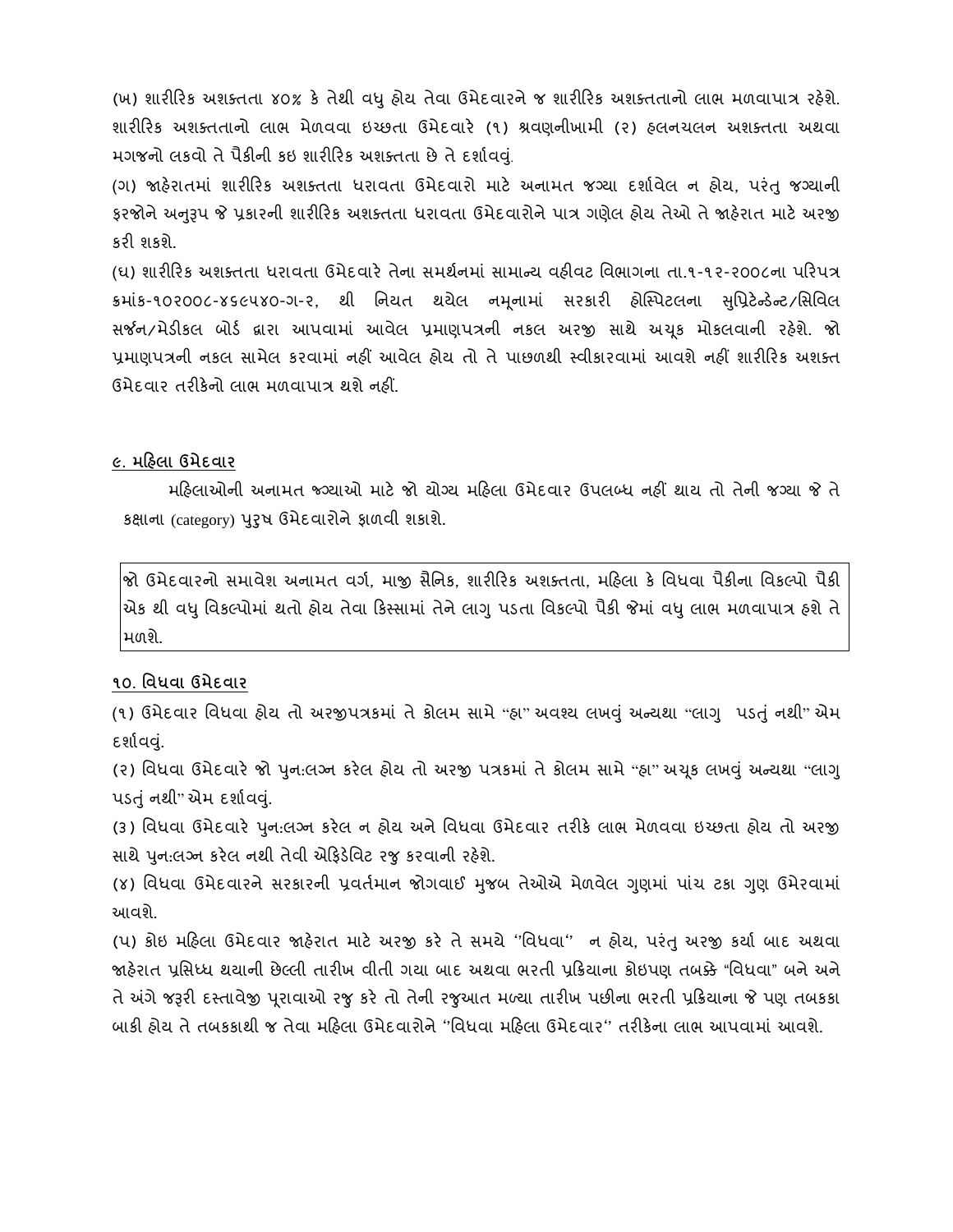(ખ) શારીરિક અશક્તતા ૪૦% કે તેથી વધુ હોય તેવા ઉમેદવારને જ શારીરિક અશક્તતાનો લાભ મળવાપાત્ર રહેશે. શારીરિક અશક્તતાનો લાભ મેળવવા ઇચ્છતા ઉમેદવારે (૧) શ્રવણનીખામી (૨) હલનચલન અશક્તતા અથવા મગજનો લકવો તે પૈકીની કઇ શારીરિક અશક્તતા છે તે દર્શાવવું.

(ગ) જાહેરાતમાં શારીરિક અશક્તતા ધરાવતા ઉમેદવારો માટે અનામત જગ્યા દર્શાવેલ ન હોય, પરંતુ જગ્યાની ફરજોને અનુરૂપ જે પ્રકારની શારીરિક અશક્તતા ધરાવતા ઉમેદવારોને પાત્ર ગણેલ હોય તેઓ તે જાહેરાત માટે અરજી કરી શકશે.

(ઘ) શારીરિક અશક્તતા ધરાવતા ઉમેદવારે તેના સમર્થનમાં સામાન્ય વહીવટ વિભાગના તા.૧-૧૨-૨૦૦૮ના પરિપત્ર ક્રમાંક-૧૦૨૦૦૮-૪૬૯૫૪૦-ગ-૨, થી નિયત થયેલ નમૂનામાં સરકારી હોસ્પિટલના સુપ્રિટેન્ડેન્ટ/સિવિલ સર્જન/મેડીકલ બોર્ડ દ્વારા આપવામાં આવેલ પ્રમાણપત્રની નકલ અરજી સાથે અચૂક મોકલવાની રહેશે. જો પ્રમાણપત્રની નકલ સામેલ કરવામાં નહીં આવેલ હોય તો તે પાછળથી સ્વીકારવામાં આવશે નહીં શારીરિક અશક્ત ઉમેદવાર તરીકેનો લાભ મળવાપાત્ર થશે નહીં.

## ૯. મહિલા ઉમેદવાર

મહિલાઓની અનામત જગ્યાઓ માટે જો યોગ્ય મહિલા ઉમેદવાર ઉપલબ્ધ નહીં થાય તો તેની જગ્યા જે તે કક્ષાના (category) પુરુષ ઉમેદવારોને ફાળવી શકાશે.

| જો ઉમેદવારનો સમાવેશ અનામત વર્ગ, માજી સૈનિક, શારીરિક અશક્તતા, મહિલા કે વિધવા પૈકીના વિકલ્પો પૈકી એક થી વધુ વિકલ્પોમાં થતો હોય તેવા કિસ્સામાં તેને લાગુ પડતા વિકલ્પો પૈકી જેમાં વધુ લાભ મળવાપાત્ર હશે તે મળશે. |
|---|

## ૧૦. વિધવા ઉમેદવાર

(૧) ઉમેદવાર વિધવા હોય તો અરજીપત્રકમાં તે કોલમ સામે "હા" અવશ્ય લખવું અન્યથા "લાગુ પડતું નથી" એમ દર્શાવવું.

(૨) વિધવા ઉમેદવારે જો પુન:લગ્ન કરેલ હોય તો અરજી પત્રકમાં તે કોલમ સામે "હા" અચૂક લખવું અન્યથા "લાગુ પડતું નથી" એમ દર્શાવવું.

(૩) વિધવા ઉમેદવારે પુન:લગ્ન કરેલ ન હોય અને વિધવા ઉમેદવાર તરીકે લાભ મેળવવા ઇચ્છતા હોય તો અરજી સાથે પુન:લગ્ન કરેલ નથી તેવી એફિડેવિટ રજુ કરવાની રહેશે.

(૪) વિધવા ઉમેદવારને સરકારની પ્રવર્તમાન જોગવાઈ મુજબ તેઓએ મેળવેલ ગુણમાં પાંચ ટકા ગુણ ઉમેરવામાં આવશે.

(૫) કોઇ મહિલા ઉમેદવાર જાહેરાત માટે અરજી કરે તે સમયે ''વિધવા'' ન હોય, પરંતુ અરજી કર્યા બાદ અથવા જાહેરાત પ્રસિધ્ધ થયાની છેલ્લી તારીખ વીતી ગયા બાદ અથવા ભરતી પ્રક્રિયાના કોઇપણ તબક્કે "વિધવા" બને અને તે અંગે જરૂરી દસ્તાવેજી પૂરાવાઓ રજુ કરે તો તેની રજુઆત મળ્યા તારીખ પછીના ભરતી પ્રક્રિયાના જે પણ તબકકા બાકી હોય તે તબકકાથી જ તેવા મહિલા ઉમેદવારોને ''વિધવા મહિલા ઉમેદવાર'' તરીકેના લાભ આપવામાં આવશે.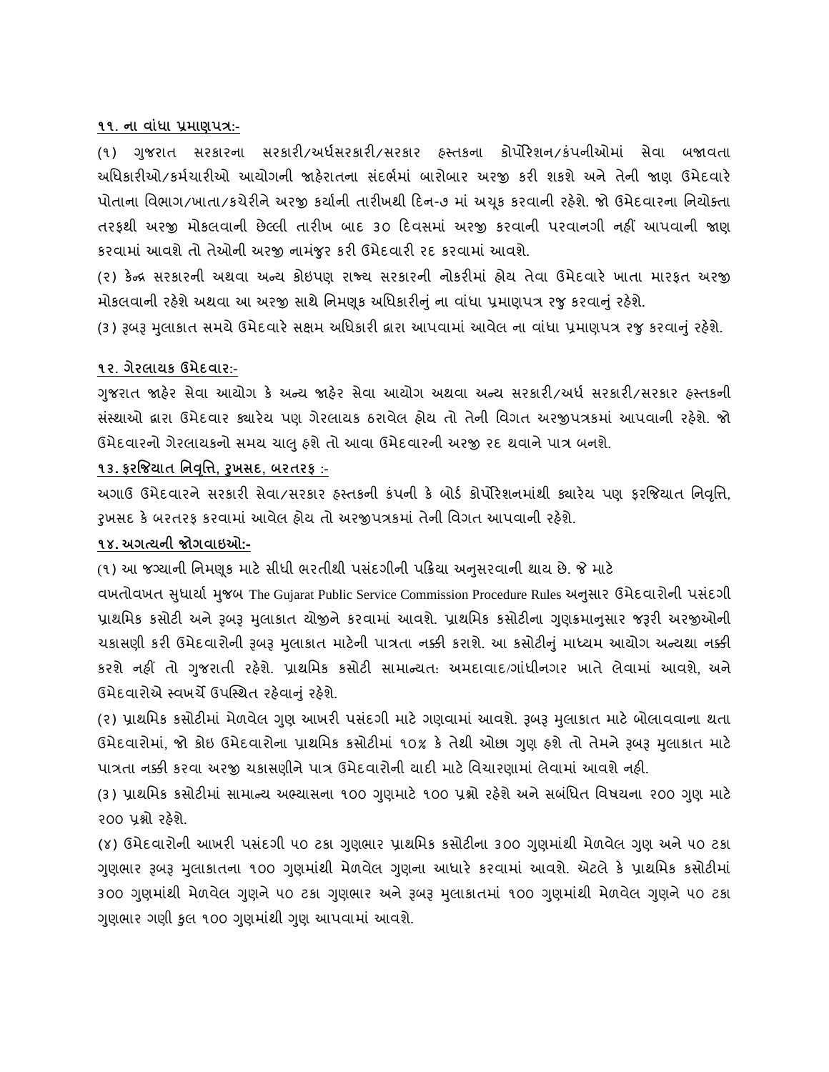**૧૧. ના વાંધા પ્રમાણપત્ર:-**

(૧) ગુજરાત સરકારના સરકારી/અર્ધસરકારી/સરકાર હસ્તકના કોર્પોરેશન/કંપનીઓમાં સેવા બજાવતા અધિકારીઓ/કર્મચારીઓ આયોગની જાહેરાતના સંદર્ભમાં બારોબાર અરજી કરી શકશે અને તેની જાણ ઉમેદવારે પોતાના વિભાગ/ખાતા/કચેરીને અરજી કર્યાની તારીખથી દિન-૭ માં અચૂક કરવાની રહેશે. જો ઉમેદવારના નિયોક્તા તરફથી અરજી મોકલવાની છેલ્લી તારીખ બાદ ૩૦ દિવસમાં અરજી કરવાની પરવાનગી નહીં આપવાની જાણ કરવામાં આવશે તો તેઓની અરજી નામંજુર કરી ઉમેદવારી રદ કરવામાં આવશે.

(૨) કેન્દ્ર સરકારની અથવા અન્ય કોઇપણ રાજ્ય સરકારની નોકરીમાં હોય તેવા ઉમેદવારે ખાતા મારફત અરજી મોકલવાની રહેશે અથવા આ અરજી સાથે નિમણૂક અધિકારીનું ના વાંધા પ્રમાણપત્ર રજુ કરવાનું રહેશે.

(૩) રૂબરૂ મુલાકાત સમયે ઉમેદવારે સક્ષમ અધિકારી દ્વારા આપવામાં આવેલ ના વાંધા પ્રમાણપત્ર રજુ કરવાનું રહેશે.

**૧૨. ગેરલાયક ઉમેદવાર:-**

ગુજરાત જાહેર સેવા આયોગ કે અન્ય જાહેર સેવા આયોગ અથવા અન્ય સરકારી/અર્ધ સરકારી/સરકાર હસ્તકની સંસ્થાઓ દ્વારા ઉમેદવાર ક્યારેય પણ ગેરલાયક ઠરાવેલ હોય તો તેની વિગત અરજીપત્રકમાં આપવાની રહેશે. જો ઉમેદવારનો ગેરલાયકનો સમય ચાલુ હશે તો આવા ઉમેદવારની અરજી રદ થવાને પાત્ર બનશે.

**૧૩. ફરજિયાત નિવૃત્તિ, રુખસદ, બરતરફ :-**

અગાઉ ઉમેદવારને સરકારી સેવા/સરકાર હસ્તકની કંપની કે બોર્ડ કોર્પોરેશનમાંથી ક્યારેય પણ ફરજિયાત નિવૃત્તિ, રુખસદ કે બરતરફ કરવામાં આવેલ હોય તો અરજીપત્રકમાં તેની વિગત આપવાની રહેશે.

**૧૪. અગત્યની જોગવાઇઓ:-**

(૧) આ જગ્યાની નિમણૂક માટે સીધી ભરતીથી પસંદગીની પક્રિયા અનુસરવાની થાય છે. જે માટે વખતોવખત સુધાર્યા મુજબ The Gujarat Public Service Commission Procedure Rules અનુસાર ઉમેદવારોની પસંદગી પ્રાથમિક કસોટી અને રૂબરૂ મુલાકાત યોજીને કરવામાં આવશે. પ્રાથમિક કસોટીના ગુણક્રમાનુસાર જરૂરી અરજીઓની ચકાસણી કરી ઉમેદવારોની રૂબરૂ મુલાકાત માટેની પાત્રતા નક્કી કરાશે. આ કસોટીનું માધ્યમ આયોગ અન્યથા નક્કી કરશે નહીં તો ગુજરાતી રહેશે. પ્રાથમિક કસોટી સામાન્યતઃ અમદાવાદ/ગાંધીનગર ખાતે લેવામાં આવશે, અને ઉમેદવારોએ સ્વખર્ચે ઉપસ્થિત રહેવાનું રહેશે.

(૨) પ્રાથમિક કસોટીમાં મેળવેલ ગુણ આખરી પસંદગી માટે ગણવામાં આવશે. રૂબરૂ મુલાકાત માટે બોલાવવાના થતા ઉમેદવારોમાં, જો કોઇ ઉમેદવારોના પ્રાથમિક કસોટીમાં ૧૦% કે તેથી ઓછા ગુણ હશે તો તેમને રૂબરૂ મુલાકાત માટે પાત્રતા નક્કી કરવા અરજી ચકાસણીને પાત્ર ઉમેદવારોની યાદી માટે વિચારણામાં લેવામાં આવશે નહી.

(૩) પ્રાથમિક કસોટીમાં સામાન્ય અભ્યાસના ૧૦૦ ગુણમાટે ૧૦૦ પ્રશ્નો રહેશે અને સબંધિત વિષયના ૨૦૦ ગુણ માટે ૨૦૦ પ્રશ્નો રહેશે.

(૪) ઉમેદવારોની આખરી પસંદગી ૫૦ ટકા ગુણભાર પ્રાથમિક કસોટીના ૩૦૦ ગુણમાંથી મેળવેલ ગુણ અને ૫૦ ટકા ગુણભાર રૂબરૂ મુલાકાતના ૧૦૦ ગુણમાંથી મેળવેલ ગુણના આધારે કરવામાં આવશે. એટલે કે પ્રાથમિક કસોટીમાં ૩૦૦ ગુણમાંથી મેળવેલ ગુણને ૫૦ ટકા ગુણભાર અને રૂબરૂ મુલાકાતમાં ૧૦૦ ગુણમાંથી મેળવેલ ગુણને ૫૦ ટકા ગુણભાર ગણી કુલ ૧૦૦ ગુણમાંથી ગુણ આપવામાં આવશે.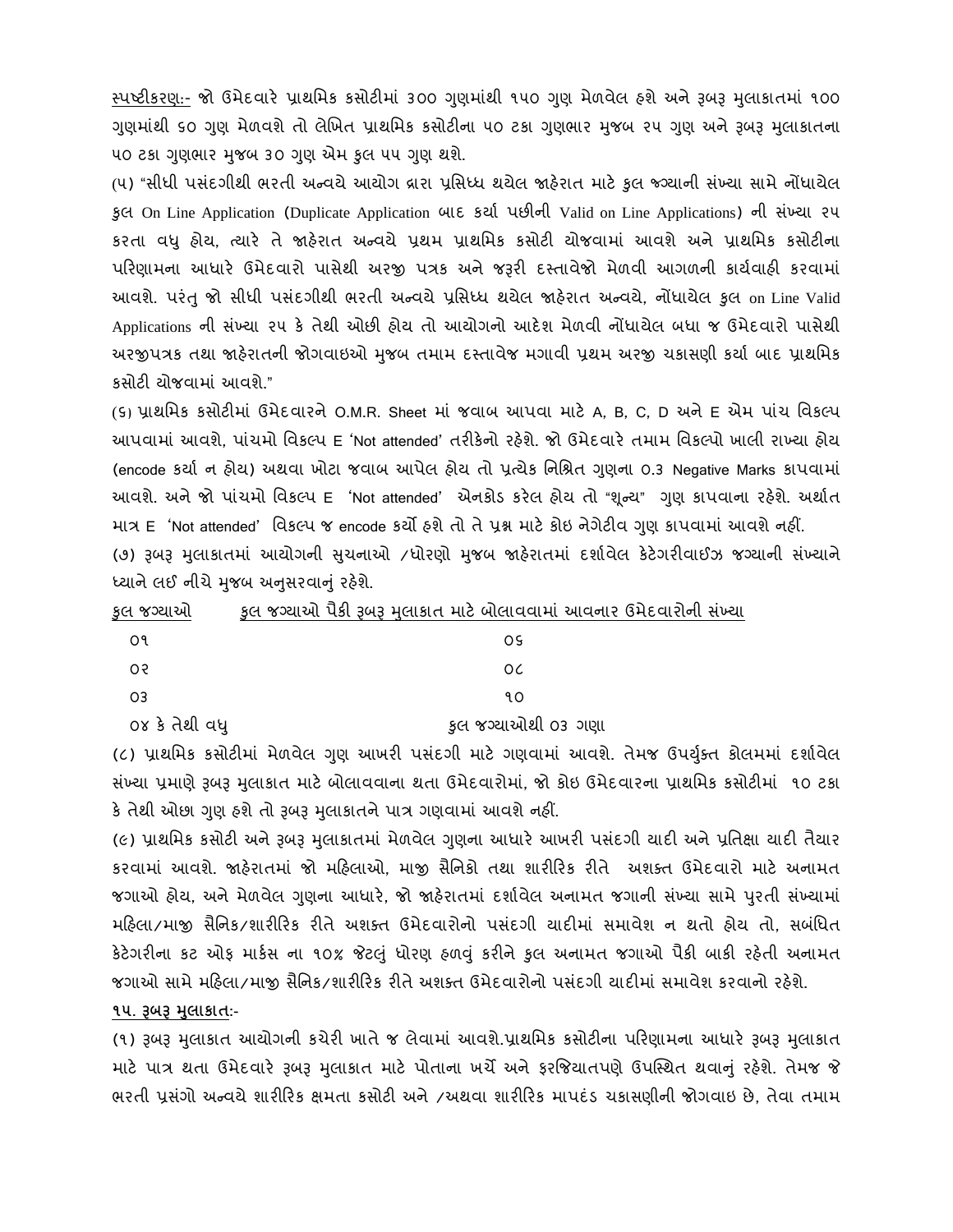<u>સ્પષ્ટીકરણ:-</u> જો ઉમેદવારે પ્રાથમિક કસોટીમાં ૩૦૦ ગુણમાંથી ૧૫૦ ગુણ મેળવેલ હશે અને રૂબરૂ મુલાકાતમાં ૧૦૦ ગુણમાંથી ૬૦ ગુણ મેળવશે તો લેખિત પ્રાથમિક કસોટીના ૫૦ ટકા ગુણભાર મુજબ ૨૫ ગુણ અને રૂબરૂ મુલાકાતના ૫૦ ટકા ગુણભાર મુજબ ૩૦ ગુણ એમ કુલ ૫૫ ગુણ થશે.

(૫) "સીધી પસંદગીથી ભરતી અન્વયે આયોગ દ્વારા પ્રસિધ્ધ થયેલ જાહેરાત માટે કુલ જગ્યાની સંખ્યા સામે નોંધાયેલ કુલ On Line Application (Duplicate Application બાદ કર્યા પછીની Valid on Line Applications) ની સંખ્યા ૨૫ કરતા વધુ હોય, ત્યારે તે જાહેરાત અન્વયે પ્રથમ પ્રાથમિક કસોટી યોજવામાં આવશે અને પ્રાથમિક કસોટીના પરિણામના આધારે ઉમેદવારો પાસેથી અરજી પત્રક અને જરૂરી દસ્તાવેજો મેળવી આગળની કાર્યવાહી કરવામાં આવશે. પરંતુ જો સીધી પસંદગીથી ભરતી અન્વયે પ્રસિધ્ધ થયેલ જાહેરાત અન્વયે, નોંધાયેલ કુલ on Line Valid Applications ની સંખ્યા ૨૫ કે તેથી ઓછી હોય તો આયોગનો આદેશ મેળવી નોંધાયેલ બધા જ ઉમેદવારો પાસેથી અરજીપત્રક તથા જાહેરાતની જોગવાઇઓ મુજબ તમામ દસ્તાવેજ મગાવી પ્રથમ અરજી ચકાસણી કર્યા બાદ પ્રાથમિક કસોટી યોજવામાં આવશે."

(૬) પ્રાથમિક કસોટીમાં ઉમેદવારને O.M.R. Sheet માં જવાબ આપવા માટે A, B, C, D અને E એમ પાંચ વિકલ્પ આપવામાં આવશે, પાંચમો વિકલ્પ E 'Not attended' તરીકેનો રહેશે. જો ઉમેદવારે તમામ વિકલ્પો ખાલી રાખ્યા હોય (encode કર્યા ન હોય) અથવા ખોટા જવાબ આપેલ હોય તો પ્રત્યેક નિશ્રિત ગુણના 0.3 Negative Marks કાપવામાં આવશે. અને જો પાંચમો વિકલ્પ E 'Not attended' એનકોડ કરેલ હોય તો "શૂન્ય" ગુણ કાપવાના રહેશે. અર્થાત માત્ર E 'Not attended' વિકલ્પ જ encode કર્યો હશે તો તે પ્રશ્ન માટે કોઇ નેગેટીવ ગુણ કાપવામાં આવશે નહીં.

(૭) રૂબરૂ મુલાકાતમાં આયોગની સુચનાઓ /ધોરણો મુજબ જાહેરાતમાં દર્શાવેલ કેટેગરીવાઈઝ જગ્યાની સંખ્યાને ધ્યાને લઈ નીચે મુજબ અનુસરવાનું રહેશે.

| કુલ જગ્યાઓ | કુલ જગ્યાઓ પૈકી રૂબરૂ મુલાકાત માટે બોલાવવામાં આવનાર ઉમેદવારોની સંખ્યા |
|---|---|
| ૦૧ | ૦૬ |
| ૦૨ | ૦૮ |
| ૦૩ | ૧૦ |
| ૦૪ કે તેથી વધુ | કુલ જગ્યાઓથી ૦૩ ગણા |

(૮) પ્રાથમિક કસોટીમાં મેળવેલ ગુણ આખરી પસંદગી માટે ગણવામાં આવશે. તેમજ ઉપર્યુક્ત કોલમમાં દર્શાવેલ સંખ્યા પ્રમાણે રૂબરૂ મુલાકાત માટે બોલાવવાના થતા ઉમેદવારોમાં, જો કોઇ ઉમેદવારના પ્રાથમિક કસોટીમાં ૧૦ ટકા કે તેથી ઓછા ગુણ હશે તો રૂબરૂ મુલાકાતને પાત્ર ગણવામાં આવશે નહીં.

(૯) પ્રાથમિક કસોટી અને રૂબરૂ મુલાકાતમાં મેળવેલ ગુણના આધારે આખરી પસંદગી યાદી અને પ્રતિક્ષા યાદી તૈયાર કરવામાં આવશે. જાહેરાતમાં જો મહિલાઓ, માજી સૈનિકો તથા શારીરિક રીતે અશક્ત ઉમેદવારો માટે અનામત જગાઓ હોય, અને મેળવેલ ગુણના આધારે, જો જાહેરાતમાં દર્શાવેલ અનામત જગાની સંખ્યા સામે પુરતી સંખ્યામાં મહિલા/માજી સૈનિક/શારીરિક રીતે અશક્ત ઉમેદવારોનો પસંદગી યાદીમાં સમાવેશ ન થતો હોય તો, સબંધિત કેટેગરીના કટ ઓફ માર્કસ ના ૧૦% જેટલું ધોરણ હળવું કરીને કુલ અનામત જગાઓ પૈકી બાકી રહેતી અનામત જગાઓ સામે મહિલા/માજી સૈનિક/શારીરિક રીતે અશક્ત ઉમેદવારોનો પસંદગી યાદીમાં સમાવેશ કરવાનો રહેશે.

**<u>૧૫. રૂબરૂ મુલાકાત</u>:-**

(૧) રૂબરૂ મુલાકાત આયોગની કચેરી ખાતે જ લેવામાં આવશે.પ્રાથમિક કસોટીના પરિણામના આધારે રૂબરૂ મુલાકાત માટે પાત્ર થતા ઉમેદવારે રૂબરૂ મુલાકાત માટે પોતાના ખર્ચે અને ફરજિયાતપણે ઉપસ્થિત થવાનું રહેશે. તેમજ જે ભરતી પ્રસંગો અન્વયે શારીરિક ક્ષમતા કસોટી અને /અથવા શારીરિક માપદંડ ચકાસણીની જોગવાઇ છે, તેવા તમામ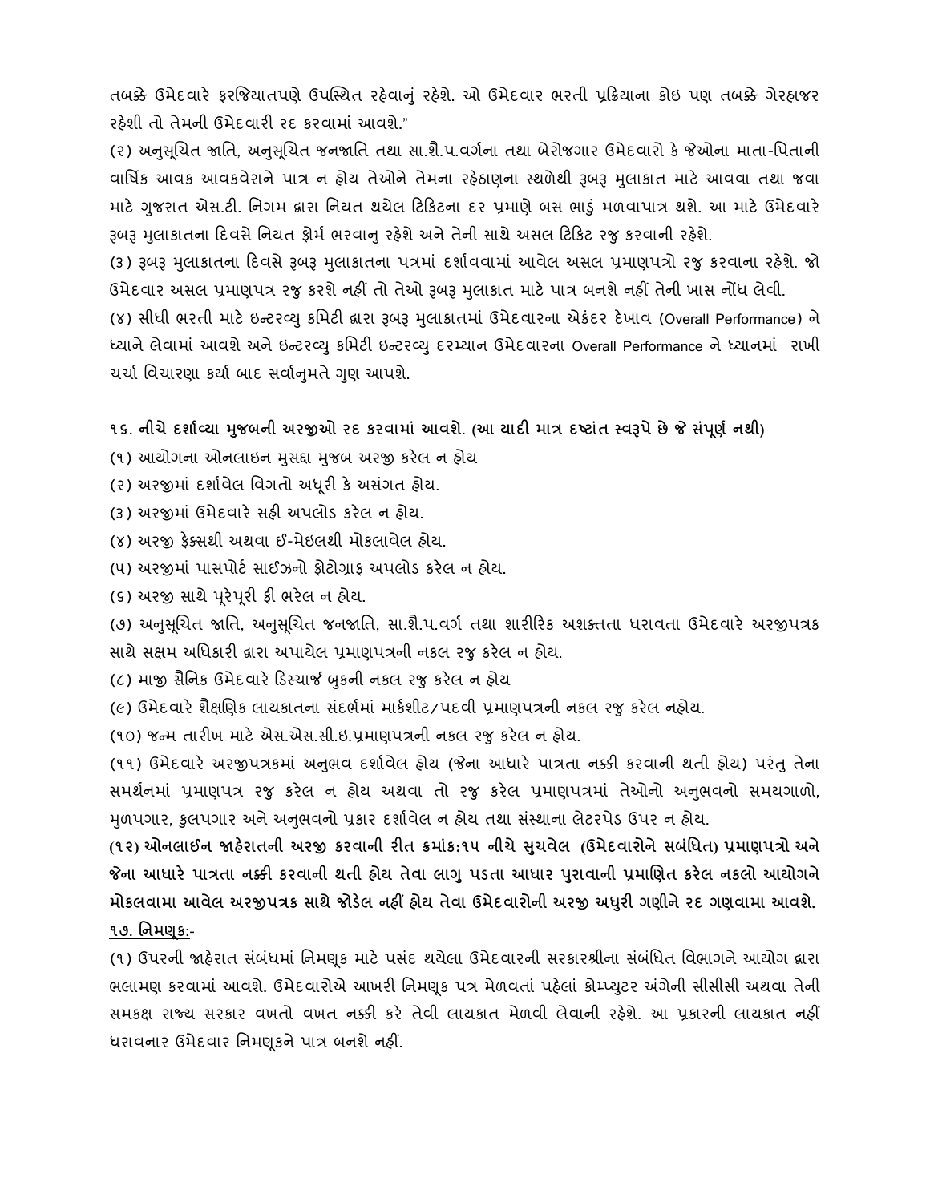તબક્કે ઉમેદવારે ફરજિયાતપણે ઉપસ્થિત રહેવાનું રહેશે. ઓ ઉમેદવાર ભરતી પ્રક્રિયાના કોઇ પણ તબક્કે ગેરહાજર રહેશી તો તેમની ઉમેદવારી રદ કરવામાં આવશે."

(૨) અનુસૂચિત જાતિ, અનુસૂચિત જનજાતિ તથા સા.શૈ.પ.વર્ગના તથા બેરોજગાર ઉમેદવારો કે જેઓના માતા-પિતાની વાર્ષિક આવક આવકવેરાને પાત્ર ન હોય તેઓને તેમના રહેઠાણના સ્થળેથી રૂબરૂ મુલાકાત માટે આવવા તથા જવા માટે ગુજરાત એસ.ટી. નિગમ દ્વારા નિયત થયેલ ટિકિટના દર પ્રમાણે બસ ભાડું મળવાપાત્ર થશે. આ માટે ઉમેદવારે રૂબરૂ મુલાકાતના દિવસે નિયત ફોર્મ ભરવાનુ રહેશે અને તેની સાથે અસલ ટિકિટ રજુ કરવાની રહેશે.

(૩) રૂબરૂ મુલાકાતના દિવસે રૂબરૂ મુલાકાતના પત્રમાં દર્શાવવામાં આવેલ અસલ પ્રમાણપત્રો રજુ કરવાના રહેશે. જો ઉમેદવાર અસલ પ્રમાણપત્ર રજુ કરશે નહીં તો તેઓ રૂબરૂ મુલાકાત માટે પાત્ર બનશે નહીં તેની ખાસ નોંધ લેવી.

(૪) સીધી ભરતી માટે ઇન્ટરવ્યુ કમિટી દ્વારા રૂબરૂ મુલાકાતમાં ઉમેદવારના એકંદર દેખાવ (Overall Performance) ને ધ્યાને લેવામાં આવશે અને ઇન્ટરવ્યુ કમિટી ઇન્ટરવ્યુ દરમ્યાન ઉમેદવારના Overall Performance ને ધ્યાનમાં રાખી ચર્ચા વિચારણા કર્યા બાદ સર્વાનુમતે ગુણ આપશે.

**<u>૧૬. નીચે દર્શાવ્યા મુજબની અરજીઓ રદ કરવામાં આવશે.</u> (આ યાદી માત્ર દષ્ટાંત સ્વરૂપે છે જે સંપૂર્ણ નથી)**

(૧) આયોગના ઓનલાઇન મુસદ્દા મુજબ અરજી કરેલ ન હોય

(૨) અરજીમાં દર્શાવેલ વિગતો અધૂરી કે અસંગત હોય.

(૩) અરજીમાં ઉમેદવારે સહી અપલોડ કરેલ ન હોય.

(૪) અરજી ફેક્સથી અથવા ઈ-મેઇલથી મોકલાવેલ હોય.

(૫) અરજીમાં પાસપોર્ટ સાઈઝનો ફોટોગ્રાફ અપલોડ કરેલ ન હોય.

(૬) અરજી સાથે પૂરેપૂરી ફી ભરેલ ન હોય.

(૭) અનુસૂચિત જાતિ, અનુસૂચિત જનજાતિ, સા.શૈ.પ.વર્ગ તથા શારીરિક અશક્તતા ધરાવતા ઉમેદવારે અરજીપત્રક સાથે સક્ષમ અધિકારી દ્વારા અપાયેલ પ્રમાણપત્રની નકલ રજુ કરેલ ન હોય.

(૮) માજી સૈનિક ઉમેદવારે ડિસ્ચાર્જ બુકની નકલ રજુ કરેલ ન હોય

(૯) ઉમેદવારે શૈક્ષણિક લાયકાતના સંદર્ભમાં માર્કશીટ/પદવી પ્રમાણપત્રની નકલ રજુ કરેલ નહોય.

(૧૦) જન્મ તારીખ માટે એસ.એસ.સી.ઇ.પ્રમાણપત્રની નકલ રજુ કરેલ ન હોય.

(૧૧) ઉમેદવારે અરજીપત્રકમાં અનુભવ દર્શાવેલ હોય (જેના આધારે પાત્રતા નક્કી કરવાની થતી હોય) પરંતુ તેના સમર્થનમાં પ્રમાણપત્ર રજુ કરેલ ન હોય અથવા તો રજુ કરેલ પ્રમાણપત્રમાં તેઓનો અનુભવનો સમયગાળો, મુળપગાર, કુલપગાર અને અનુભવનો પ્રકાર દર્શાવેલ ન હોય તથા સંસ્થાના લેટરપેડ ઉપર ન હોય.

**(૧૨) ઓનલાઈન જાહેરાતની અરજી કરવાની રીત ક્રમાંક:૧૫ નીચે સુચવેલ (ઉમેદવારોને સબંધિત) પ્રમાણપત્રો અને જેના આધારે પાત્રતા નક્કી કરવાની થતી હોય તેવા લાગુ પડતા આધાર પુરાવાની પ્રમાણિત કરેલ નકલો આયોગને મોકલવામા આવેલ અરજીપત્રક સાથે જોડેલ નહીં હોય તેવા ઉમેદવારોની અરજી અધુરી ગણીને રદ ગણવામા આવશે.**

**<u>૧૭. નિમણૂક:</u>-**

(૧) ઉપરની જાહેરાત સંબંધમાં નિમણૂક માટે પસંદ થયેલા ઉમેદવારની સરકારશ્રીના સંબંધિત વિભાગને આયોગ દ્વારા ભલામણ કરવામાં આવશે. ઉમેદવારોએ આખરી નિમણૂક પત્ર મેળવતાં પહેલાં કોમ્પ્યુટર અંગેની સીસીસી અથવા તેની સમકક્ષ રાજ્ય સરકાર વખતો વખત નક્કી કરે તેવી લાયકાત મેળવી લેવાની રહેશે. આ પ્રકારની લાયકાત નહીં ધરાવનાર ઉમેદવાર નિમણૂકને પાત્ર બનશે નહીં.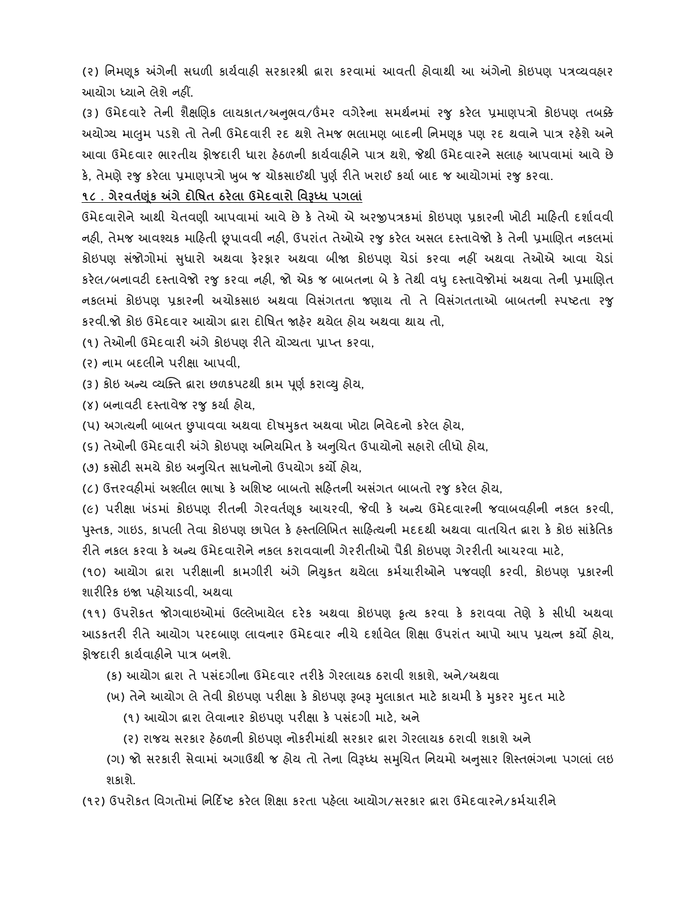(૨) નિમણૂક અંગેની સઘળી કાર્યવાહી સરકારશ્રી દ્વારા કરવામાં આવતી હોવાથી આ અંગેનો કોઇપણ પત્રવ્યવહાર આયોગ ધ્યાને લેશે નહીં.

(૩) ઉમેદવારે તેની શૈક્ષણિક લાયકાત/અનુભવ/ઉંમર વગેરેના સમર્થનમાં રજુ કરેલ પ્રમાણપત્રો કોઇપણ તબક્કે અયોગ્ય માલુમ પડશે તો તેની ઉમેદવારી રદ થશે તેમજ ભલામણ બાદની નિમણૂક પણ રદ થવાને પાત્ર રહેશે અને આવા ઉમેદવાર ભારતીય ફોજદારી ધારા હેઠળની કાર્યવાહીને પાત્ર થશે, જેથી ઉમેદવારને સલાહ આપવામાં આવે છે કે, તેમણે રજુ કરેલા પ્રમાણપત્રો ખુબ જ ચોકસાઈથી પુર્ણ રીતે ખરાઈ કર્યા બાદ જ આયોગમાં રજુ કરવા.

## ૧૮ . ગેરવર્તણૂંક અંગે દોષિત ઠરેલા ઉમેદવારો વિરૂધ્ધ પગલાં

ઉમેદવારોને આથી ચેતવણી આપવામાં આવે છે કે તેઓ એ અરજીપત્રકમાં કોઇપણ પ્રકારની ખોટી માહિતી દર્શાવવી નહી, તેમજ આવશ્યક માહિતી છૂપાવવી નહી, ઉપરાંત તેઓએ રજુ કરેલ અસલ દસ્તાવેજો કે તેની પ્રમાણિત નકલમાં કોઇપણ સંજોગોમાં સુધારો અથવા ફેરફાર અથવા બીજા કોઇપણ ચેડાં કરવા નહીં અથવા તેઓએ આવા ચેડાં કરેલ/બનાવટી દસ્તાવેજો રજુ કરવા નહી, જો એક જ બાબતના બે કે તેથી વધુ દસ્તાવેજોમાં અથવા તેની પ્રમાણિત નકલમાં કોઇપણ પ્રકારની અચોકસાઇ અથવા વિસંગતતા જણાય તો તે વિસંગતતાઓ બાબતની સ્પષ્ટતા રજુ કરવી.જો કોઇ ઉમેદવાર આયોગ દ્વારા દોષિત જાહેર થયેલ હોય અથવા થાય તો,

(૧) તેઓની ઉમેદવારી અંગે કોઇપણ રીતે યોગ્યતા પ્રાપ્ત કરવા,

(૨) નામ બદલીને પરીક્ષા આપવી,

(૩) કોઇ અન્ય વ્યક્તિ દ્વારા છળકપટથી કામ પૂર્ણ કરાવ્યુ હોય,

(૪) બનાવટી દસ્તાવેજ રજુ કર્યા હોય,

(૫) અગત્યની બાબત છુપાવવા અથવા દોષમુકત અથવા ખોટા નિવેદનો કરેલ હોય,

(૬) તેઓની ઉમેદવારી અંગે કોઇપણ અનિયમિત કે અનુચિત ઉપાયોનો સહારો લીધો હોય,

(૭) કસોટી સમયે કોઇ અનુચિત સાધનોનો ઉપયોગ કર્યો હોય,

(૮) ઉત્તરવહીમાં અશ્લીલ ભાષા કે અશિષ્ટ બાબતો સહિતની અસંગત બાબતો રજુ કરેલ હોય,

(૯) પરીક્ષા ખંડમાં કોઇપણ રીતની ગેરવર્તણૂક આચરવી, જેવી કે અન્ય ઉમેદવારની જવાબવહીની નકલ કરવી, પુસ્તક, ગાઇડ, કાપલી તેવા કોઇપણ છાપેલ કે હસ્તલિખિત સાહિત્યની મદદથી અથવા વાતચિત દ્વારા કે કોઇ સાંકેતિક રીતે નકલ કરવા કે અન્ય ઉમેદવારોને નકલ કરાવવાની ગેરરીતીઓ પૈકી કોઇપણ ગેરરીતી આચરવા માટે,

(૧૦) આયોગ દ્વારા પરીક્ષાની કામગીરી અંગે નિયુકત થયેલા કર્મચારીઓને પજવણી કરવી, કોઇપણ પ્રકારની શારીરિક ઇજા પહોચાડવી, અથવા

(૧૧) ઉપરોકત જોગવાઇઓમાં ઉલ્લેખાયેલ દરેક અથવા કોઇપણ કૃત્ય કરવા કે કરાવવા તેણે કે સીધી અથવા આડકતરી રીતે આયોગ પરદબાણ લાવનાર ઉમેદવાર નીચે દર્શાવેલ શિક્ષા ઉપરાંત આપો આપ પ્રયત્ન કર્યો હોય, ફોજદારી કાર્યવાહીને પાત્ર બનશે.

(ક) આયોગ દ્વારા તે પસંદગીના ઉમેદવાર તરીકે ગેરલાયક ઠરાવી શકાશે, અને/અથવા

(ખ) તેને આયોગ લે તેવી કોઇપણ પરીક્ષા કે કોઇપણ રૂબરૂ મુલાકાત માટે કાયમી કે મુકરર મુદત માટે

(૧) આયોગ દ્વારા લેવાનાર કોઇપણ પરીક્ષા કે પસંદગી માટે, અને

(૨) રાજય સરકાર હેઠળની કોઇપણ નોકરીમાંથી સરકાર દ્વારા ગેરલાયક ઠરાવી શકાશે અને

(ગ) જો સરકારી સેવામાં અગાઉથી જ હોય તો તેના વિરૂધ્ધ સમુચિત નિયમો અનુસાર શિસ્તભંગના પગલાં લઇ શકાશે.

(૧૨) ઉપરોકત વિગતોમાં નિર્દિષ્ટ કરેલ શિક્ષા કરતા પહેલા આયોગ/સરકાર દ્વારા ઉમેદવારને/કર્મચારીને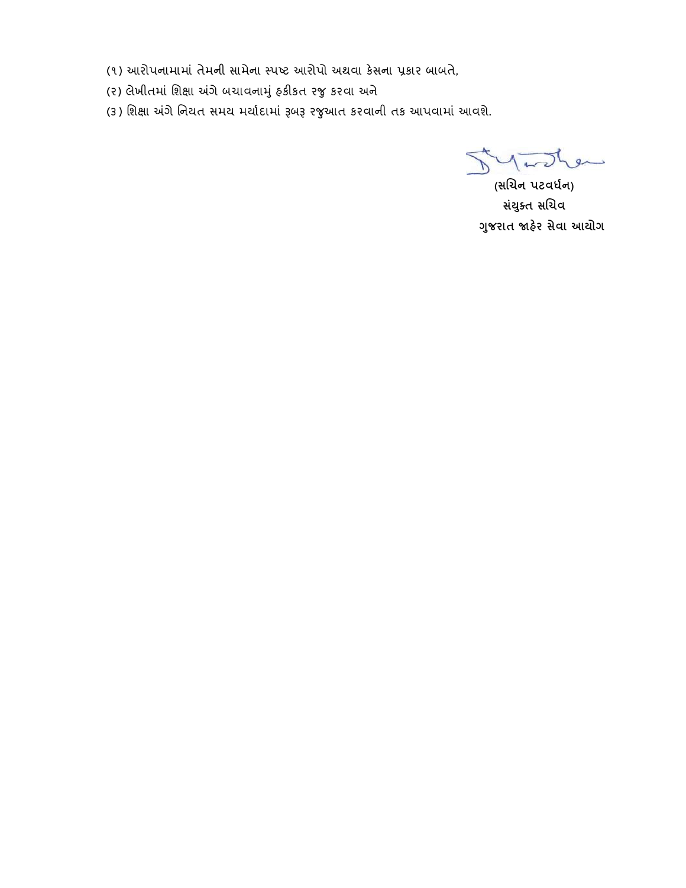(૧) આરોપનામામાં તેમની સામેના સ્પષ્ટ આરોપો અથવા કેસના પ્રકાર બાબતે,

(૨) લેખીતમાં શિક્ષા અંગે બચાવનામું હકીકત રજુ કરવા અને

(૩) શિક્ષા અંગે નિયત સમય મર્યાદામાં રૂબરૂ રજુઆત કરવાની તક આપવામાં આવશે.

**(સચિન પટવર્ધન)**
**સંયુક્ત સચિવ**
**ગુજરાત જાહેર સેવા આયોગ**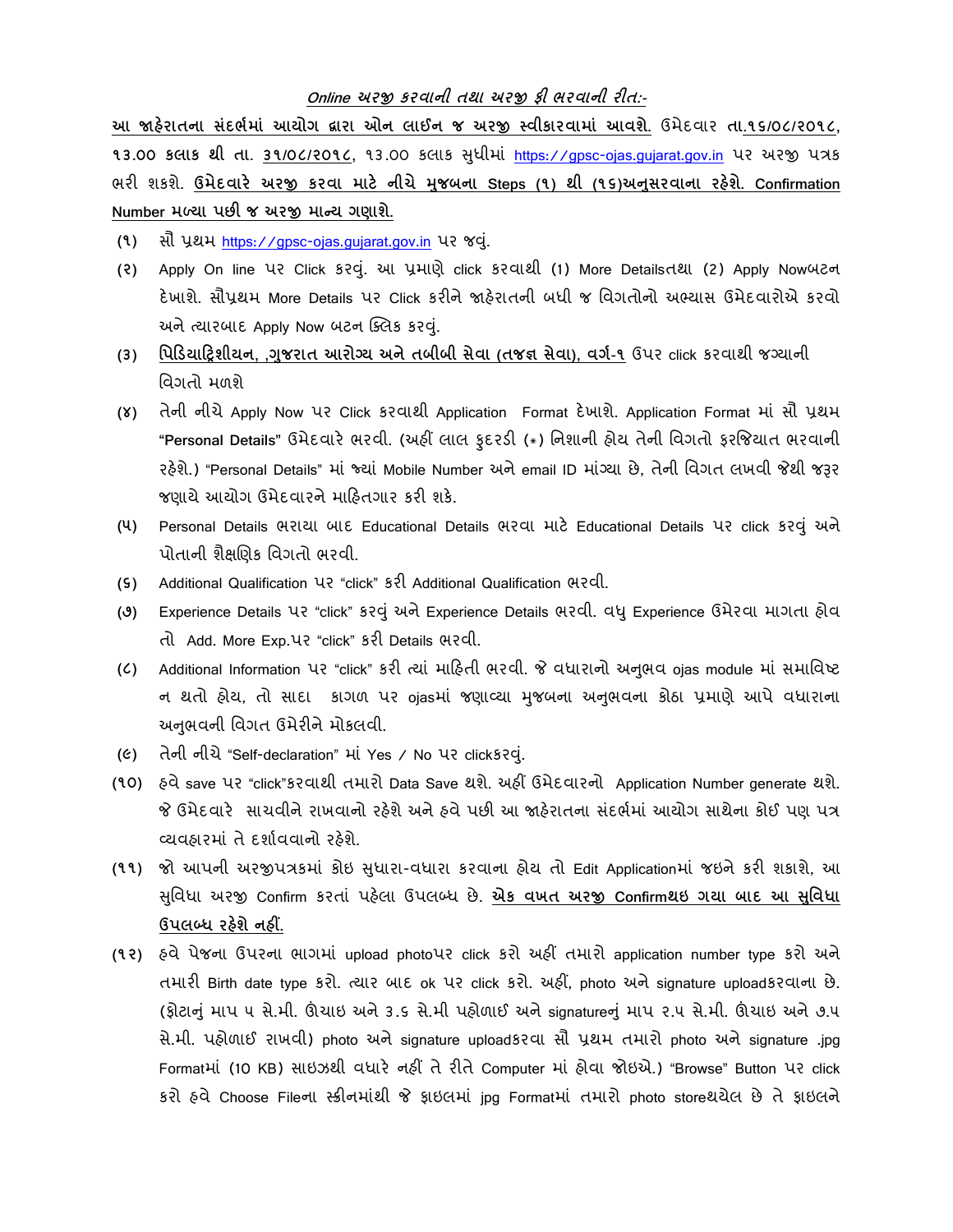***Online અરજી કરવાની તથા અરજી ફી ભરવાની રીત:-***

**આ જાહેરાતના સંદર્ભમાં આયોગ દ્વારા ઓન લાઈન જ અરજી સ્વીકારવામાં આવશે.** ઉમેદવાર **તા.૧૬/૦૮/૨૦૧૮, ૧૩.૦૦ કલાક થી તા. ૩૧/૦૮/૨૦૧૮,** ૧૩.૦૦ કલાક સુધીમાં https://gpsc-ojas.gujarat.gov.in પર અરજી પત્રક ભરી શકશે. **ઉમેદવારે અરજી કરવા માટે નીચે મુજબના Steps (૧) થી (૧૬)અનુસરવાના રહેશે. Confirmation Number મળ્યા પછી જ અરજી માન્ય ગણાશે.**

(૧) સૌ પ્રથમ https://gpsc-ojas.gujarat.gov.in પર જવું.

(૨) Apply On line પર Click કરવું. આ પ્રમાણે click કરવાથી (1) More Detailsતથા (2) Apply Nowબટન દેખાશે. સૌપ્રથમ More Details પર Click કરીને જાહેરાતની બધી જ વિગતોનો અભ્યાસ ઉમેદવારોએ કરવો અને ત્યારબાદ Apply Now બટન ક્લિક કરવું.

(૩) **પિડિયાટ્રિશીયન, ,ગુજરાત આરોગ્ય અને તબીબી સેવા (તજજ્ઞ સેવા), વર્ગ-૧** ઉપર click કરવાથી જગ્યાની વિગતો મળશે

(૪) તેની નીચે Apply Now પર Click કરવાથી Application Format દેખાશે. Application Format માં સૌ પ્રથમ **"Personal Details"** ઉમેદવારે ભરવી. (અહીં લાલ ફુદરડી (*) નિશાની હોય તેની વિગતો ફરજિયાત ભરવાની રહેશે.) "Personal Details" માં જ્યાં Mobile Number અને email ID માંગ્યા છે, તેની વિગત લખવી જેથી જરૂર જણાયે આયોગ ઉમેદવારને માહિતગાર કરી શકે.

(૫) Personal Details ભરાયા બાદ Educational Details ભરવા માટે Educational Details પર click કરવું અને પોતાની શૈક્ષણિક વિગતો ભરવી.

(૬) Additional Qualification પર "click" કરી Additional Qualification ભરવી.

(૭) Experience Details પર "click" કરવું અને Experience Details ભરવી. વધુ Experience ઉમેરવા માગતા હોવ તો Add. More Exp.પર "click" કરી Details ભરવી.

(૮) Additional Information પર "click" કરી ત્યાં માહિતી ભરવી. જે વધારાનો અનુભવ ojas module માં સમાવિષ્ટ ન થતો હોય, તો સાદા કાગળ પર ojasમાં જણાવ્યા મુજબના અનુભવના કોઠા પ્રમાણે આપે વધારાના અનુભવની વિગત ઉમેરીને મોકલવી.

(૯) તેની નીચે "Self-declaration" માં Yes / No પર clickકરવું.

(૧૦) હવે save પર "click"કરવાથી તમારો Data Save થશે. અહીં ઉમેદવારનો Application Number generate થશે. જે ઉમેદવારે સાચવીને રાખવાનો રહેશે અને હવે પછી આ જાહેરાતના સંદર્ભમાં આયોગ સાથેના કોઈ પણ પત્ર વ્યવહારમાં તે દર્શાવવાનો રહેશે.

(૧૧) જો આપની અરજીપત્રકમાં કોઇ સુધારા-વધારા કરવાના હોય તો Edit Applicationમાં જઇને કરી શકાશે, આ સુવિધા અરજી Confirm કરતાં પહેલા ઉપલબ્ધ છે. **એક વખત અરજી Confirmથઇ ગયા બાદ આ સુવિધા ઉપલબ્ધ રહેશે નહીં.**

(૧૨) હવે પેજના ઉપરના ભાગમાં upload photoપર click કરો અહીં તમારો application number type કરો અને તમારી Birth date type કરો. ત્યાર બાદ ok પર click કરો. અહીં, photo અને signature uploadકરવાના છે. (ફોટાનું માપ ૫ સે.મી. ઊંચાઇ અને ૩.૬ સે.મી પહોળાઈ અને signatureનું માપ ૨.૫ સે.મી. ઊંચાઇ અને ૭.૫ સે.મી. પહોળાઈ રાખવી) photo અને signature uploadકરવા સૌ પ્રથમ તમારો photo અને signature .jpg Formatમાં (10 KB) સાઇઝથી વધારે નહીં તે રીતે Computer માં હોવા જોઇએ.) "Browse" Button પર click કરો હવે Choose Fileના સ્ક્રીનમાંથી જે ફાઇલમાં jpg Formatમાં તમારો photo storeથયેલ છે તે ફાઇલને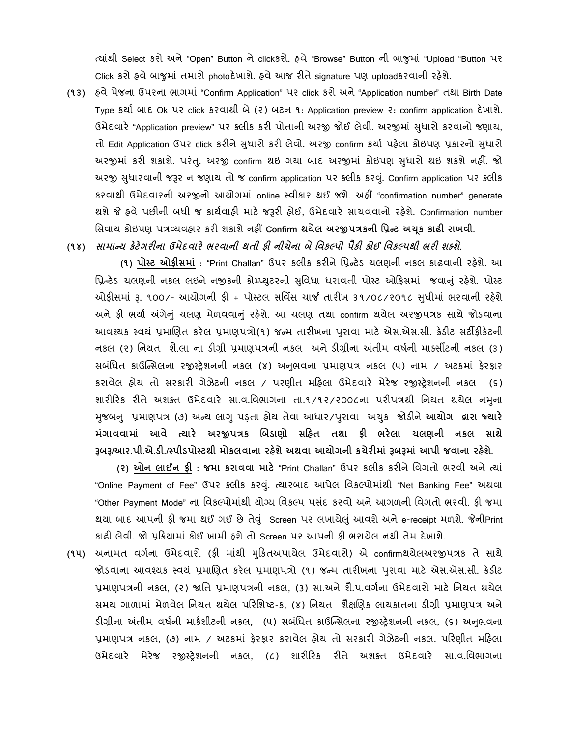ત્યાંથી Select કરો અને "Open" Button ને clickકરો. હવે "Browse" Button ની બાજુમાં "Upload "Button પર Click કરો હવે બાજુમાં તમારો photoદેખાશે. હવે આજ રીતે signature પણ uploadકરવાની રહેશે.

**(૧૩)** હવે પેજના ઉપરના ભાગમાં "Confirm Application" પર click કરો અને "Application number" તથા Birth Date Type કર્યા બાદ Ok પર click કરવાથી બે (૨) બટન ૧: Application preview ૨: confirm application દેખાશે. ઉમેદવારે "Application preview" પર ક્લીક કરી પોતાની અરજી જોઈ લેવી. અરજીમાં સુધારો કરવાનો જણાય, તો Edit Application ઉપર click કરીને સુધારો કરી લેવો. અરજી confirm કર્યા પહેલા કોઇપણ પ્રકારનો સુધારો અરજીમાં કરી શકાશે. પરંતુ. અરજી confirm થઇ ગયા બાદ અરજીમાં કોઇપણ સુધારો થઇ શકશે નહીં. જો અરજી સુધારવાની જરૂર ન જણાય તો જ confirm application પર ક્લીક કરવું. Confirm application પર ક્લીક કરવાથી ઉમેદવારની અરજીનો આયોગમાં online સ્વીકાર થઈ જશે. અહીં "confirmation number" generate થશે જે હવે પછીની બધી જ કાર્યવાહી માટે જરૂરી હોઈ, ઉમેદવારે સાચવવાનો રહેશે. Confirmation number સિવાય કોઇપણ પત્રવ્યવહાર કરી શકાશે નહીં <u>**Confirm થયેલ અરજીપત્રકની પ્રિન્ટ અચૂક કાઢી રાખવી.**</u>

**(૧૪)** ***સામાન્ય કેટેગરીના ઉમેદવારે ભરવાની થતી ફી નીચેના બે વિકલ્પો પૈકી કોઈ વિકલ્પથી ભરી શકશે.***

**(૧)** <u>**પોસ્ટ ઓફીસમાં**</u> : "Print Challan" ઉપર કલીક કરીને પ્રિન્ટેડ ચલણની નકલ કાઢવાની રહેશે. આ પ્રિન્ટેડ ચલણની નકલ લઇને નજીકની કોમ્પ્યુટરની સુવિધા ધરાવતી પોસ્ટ ઓફિસમાં જવાનું રહેશે. પોસ્ટ ઓફીસમાં રૂ. ૧૦૦/- આયોગની ફી + પૉસ્ટલ સર્વિસ ચાર્જ તારીખ <u>૩૧/૦૮/૨૦૧૮</u> સુધીમાં ભરવાની રહેશે અને ફી ભર્યા અંગેનું ચલણ મેળવવાનું રહેશે. આ ચલણ તથા confirm થયેલ અરજીપત્રક સાથે જોડવાના આવશ્યક સ્વયં પ્રમાણિત કરેલ પ્રમાણપત્રો(૧) જન્મ તારીખના પુરાવા માટે એસ.એસ.સી. ક્રેડીટ સર્ટીફીકેટની નકલ (૨) નિયત શૈ.લા ના ડીગ્રી પ્રમાણપત્રની નકલ અને ડીગ્રીના અંતીમ વર્ષની માર્કસીટની નકલ (૩) સબંધિત કાઉન્સિલના રજીસ્ટ્રેશનની નકલ (૪) અનુભવના પ્રમાણપત્ર નકલ (૫) નામ / અટકમાં ફેરફાર કરાવેલ હોય તો સરકારી ગેઝેટની નકલ / પરણીત મહિલા ઉમેદવારે મેરેજ રજીસ્ટ્રેશનની નકલ (૬) શારીરિક રીતે અશક્ત ઉમેદવારે સા.વ.વિભાગના તા.૧/૧૨/૨૦૦૮ના પરીપત્રથી નિયત થયેલ નમુના મુજબનુ પ્રમાણપત્ર (૭) અન્ય લાગુ પડતા હોય તેવા આધાર/પુરાવા અચુક જોડીને <u>**આયોગ દ્વારા જ્યારે મંગાવવામાં આવે ત્યારે અરજીપત્રક બિડાણો સહિત તથા ફી ભરેલા ચલણની નકલ સાથે રૂબરૂ/આર.પી.એ.ડી./સ્પીડપોસ્ટથી મોકલવાના રહેશે અથવા આયોગની કચેરીમાં રૂબરૂમાં આપી જવાના રહેશે.**</u>

**(૨)** <u>**ઓન લાઈન ફી**</u> : **જમા કરાવવા માટે** "Print Challan" ઉપર કલીક કરીને વિગતો ભરવી અને ત્યાં "Online Payment of Fee" ઉપર ક્લીક કરવું. ત્યારબાદ આપેલ વિકલ્પોમાંથી "Net Banking Fee" અથવા "Other Payment Mode" ના વિકલ્પોમાંથી યોગ્ય વિકલ્પ પસંદ કરવો અને આગળની વિગતો ભરવી. ફી જમા થયા બાદ આપની ફી જમા થઈ ગઈ છે તેવું Screen પર લખાયેલું આવશે અને e-receipt મળશે. જેનીPrint કાઢી લેવી. જો પ્રક્રિયામાં કોઈ ખામી હશે તો Screen પર આપની ફી ભરાયેલ નથી તેમ દેખાશે.

**(૧૫)** અનામત વર્ગના ઉમેદવારો (ફી માંથી મુકિતઅપાયેલ ઉમેદવારો) એ confirmથયેલઅરજીપત્રક તે સાથે જોડવાના આવશ્યક સ્વયં પ્રમાણિત કરેલ પ્રમાણપત્રો (૧) જન્મ તારીખના પુરાવા માટે એસ.એસ.સી. ક્રેડીટ પ્રમાણપત્રની નકલ, (૨) જાતિ પ્રમાણપત્રની નકલ, (૩) સા.અને શૈ.પ.વર્ગના ઉમેદવારો માટે નિયત થયેલ સમય ગાળામાં મેળવેલ નિયત થયેલ પરિશિષ્ટ-ક, (૪) નિયત શૈક્ષણિક લાયકાતના ડીગ્રી પ્રમાણપત્ર અને ડીગ્રીના અંતીમ વર્ષની માર્કશીટની નકલ, (૫) સબંધિત કાઉન્સિલના રજીસ્ટ્રેશનની નકલ, (૬) અનુભવના પ્રમાણપત્ર નકલ, (૭) નામ / અટકમાં ફેરફાર કરાવેલ હોય તો સરકારી ગેઝેટની નકલ. પરિણીત મહિલા ઉમેદવારે મેરેજ રજીસ્ટ્રેશનની નકલ, (૮) શારીરિક રીતે અશક્ત ઉમેદવારે સા.વ.વિભાગના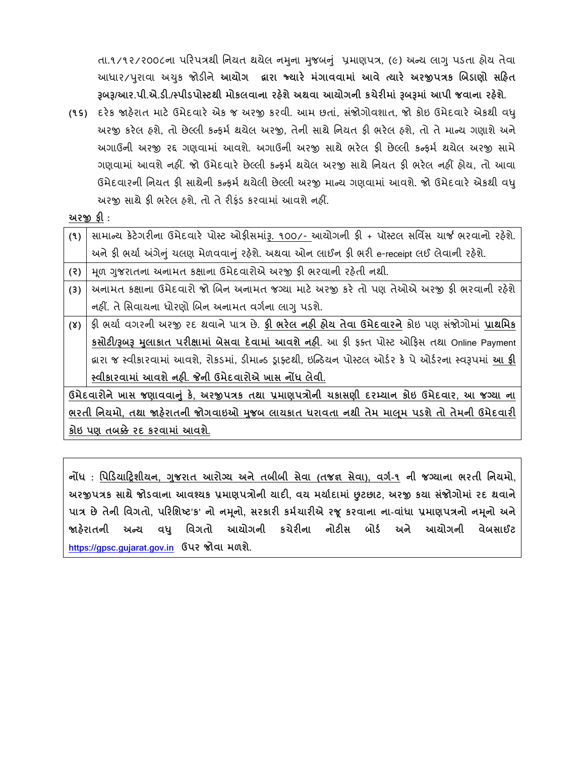તા.૧/૧૨/૨૦૦૮ના પરિપત્રથી નિયત થયેલ નમુના મુજબનું પ્રમાણપત્ર, (૯) અન્ય લાગુ પડતા હોય તેવા આધાર/પુરાવા અચુક જોડીને **આયોગ દ્વારા જ્યારે મંગાવવામાં આવે ત્યારે અરજીપત્રક બિડાણો સહિત રૂબરૂ/આર.પી.એ.ડી./સ્પીડપોસ્ટથી મોકલવાના રહેશે અથવા આયોગની કચેરીમાં રૂબરૂમાં આપી જવાના રહેશે.**

(૧૬) દરેક જાહેરાત માટે ઉમેદવારે એક જ અરજી કરવી. આમ છતાં, સંજોગોવશાત, જો કોઇ ઉમેદવારે એકથી વધુ અરજી કરેલ હશે, તો છેલ્લી કન્ફર્મ થયેલ અરજી, તેની સાથે નિયત ફી ભરેલ હશે, તો તે માન્ય ગણાશે અને અગાઉની અરજી રદ ગણવામાં આવશે. અગાઉની અરજી સાથે ભરેલ ફી છેલ્લી કન્ફર્મ થયેલ અરજી સામે ગણવામાં આવશે નહીં. જો ઉમેદવારે છેલ્લી કન્ફર્મ થયેલ અરજી સાથે નિયત ફી ભરેલ નહીં હોય, તો આવા ઉમેદવારની નિયત ફી સાથેની કન્ફર્મ થયેલી છેલ્લી અરજી માન્ય ગણવામાં આવશે. જો ઉમેદવારે એકથી વધુ અરજી સાથે ફી ભરેલ હશે, તો તે રીફંડ કરવામાં આવશે નહીં.

**અરજી ફી :**

| | |
|---|---|
| (૧) | સામાન્ય કેટેગરીના ઉમેદવારે પોસ્ટ ઓફીસમાં રૂ. ૧૦૦/- આયોગની ફી + પૉસ્ટલ સર્વિસ ચાર્જ ભરવાનો રહેશે. અને ફી ભર્યા અંગેનું ચલણ મેળવવાનું રહેશે. અથવા ઓન લાઈન ફી ભરી e-receipt લઈ લેવાની રહેશે. |
| (૨) | મૂળ ગુજરાતના અનામત કક્ષાના ઉમેદવારોએ અરજી ફી ભરવાની રહેતી નથી. |
| (૩) | અનામત કક્ષાના ઉમેદવારો જો બિન અનામત જગ્યા માટે અરજી કરે તો પણ તેઓએ અરજી ફી ભરવાની રહેશે નહીં. તે સિવાયના ધોરણો બિન અનામત વર્ગના લાગુ પડશે. |
| (૪) | ફી ભર્યા વગરની અરજી રદ થવાને પાત્ર છે. **ફી ભરેલ નહી હોય તેવા ઉમેદવારને** કોઇ પણ સંજોગોમાં **પ્રાથમિક કસોટી/રૂબરૂ મુલાકાત પરીક્ષામાં બેસવા દેવામાં આવશે નહી**. આ ફી ફક્ત પોસ્ટ ઓફિસ તથા Online Payment દ્વારા જ સ્વીકારવામાં આવશે, રોકડમાં, ડીમાન્ડ ડ્રાફ્ટથી, ઇન્ડિયન પોસ્ટલ ઓર્ડર કે પે ઓર્ડરના સ્વરૂપમાં **આ ફી સ્વીકારવામાં આવશે નહી. જેની ઉમેદવારોએ ખાસ નોંધ લેવી.** |

**ઉમેદવારોને ખાસ જણાવવાનું કે, અરજીપત્રક તથા પ્રમાણપત્રોની ચકાસણી દરમ્યાન કોઇ ઉમેદવાર, આ જગ્યા ના ભરતી નિયમો, તથા જાહેરાતની જોગવાઇઓ મુજબ લાયકાત ધરાવતા નથી તેમ માલૂમ પડશે તો તેમની ઉમેદવારી કોઇ પણ તબક્કે રદ કરવામાં આવશે.**

**નોંધ : પિડિયાટ્રિશીયન, ગુજરાત આરોગ્ય અને તબીબી સેવા (તજજ્ઞ સેવા), વર્ગ-૧ ની જગ્યાના ભરતી નિયમો, અરજીપત્રક સાથે જોડવાના આવશ્યક પ્રમાણપત્રોની યાદી, વય મર્યાદામાં છુટછાટ, અરજી કયા સંજોગોમાં રદ થવાને પાત્ર છે તેની વિગતો, પરિશિષ્ટ'ક' નો નમૂનો, સરકારી કર્મચારીએ રજૂ કરવાના ના-વાંધા પ્રમાણપત્રનો નમૂનો અને જાહેરાતની અન્ય વધુ વિગતો આયોગની કચેરીના નોટીસ બોર્ડ અને આયોગની વેબસાઈટ https://gpsc.gujarat.gov.in ઉપર જોવા મળશે.**